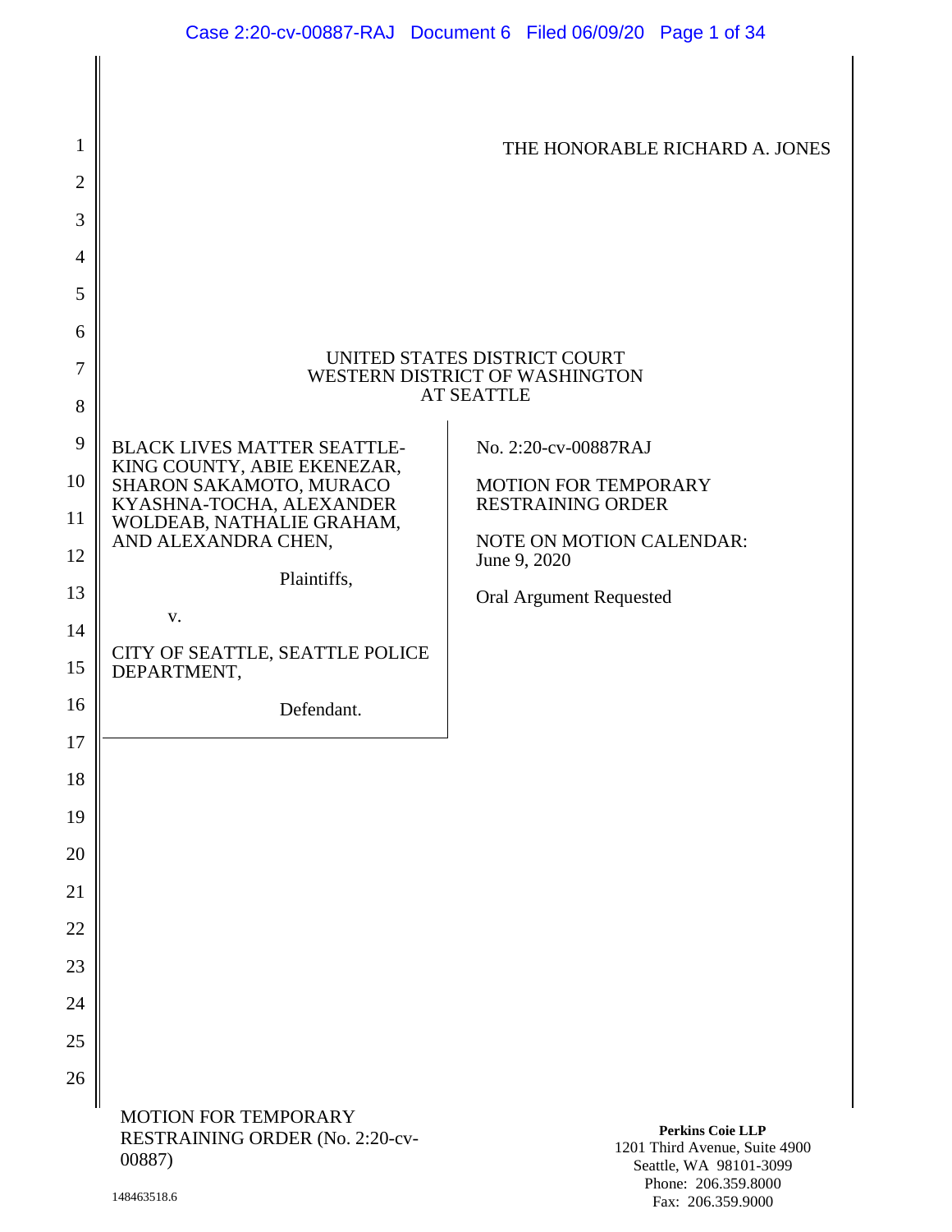THE HONORABLE RICHARD A. JONES

UNITED STATES DISTRICT COURT
WESTERN DISTRICT OF WASHINGTON
AT SEATTLE

| | |
|---|---|
| BLACK LIVES MATTER SEATTLE-KING COUNTY, ABIE EKENEZAR, SHARON SAKAMOTO, MURACO KYASHNA-TOCHA, ALEXANDER WOLDEAB, NATHALIE GRAHAM, AND ALEXANDRA CHEN,<br><br>Plaintiffs,<br><br>v.<br><br>CITY OF SEATTLE, SEATTLE POLICE DEPARTMENT,<br><br>Defendant. | No. 2:20-cv-00887RAJ<br><br>MOTION FOR TEMPORARY RESTRAINING ORDER<br><br>NOTE ON MOTION CALENDAR: June 9, 2020<br><br>Oral Argument Requested |

MOTION FOR TEMPORARY RESTRAINING ORDER (No. 2:20-cv-00887)

148463518.6

**Perkins Coie LLP**
1201 Third Avenue, Suite 4900
Seattle, WA 98101-3099
Phone: 206.359.8000
Fax: 206.359.9000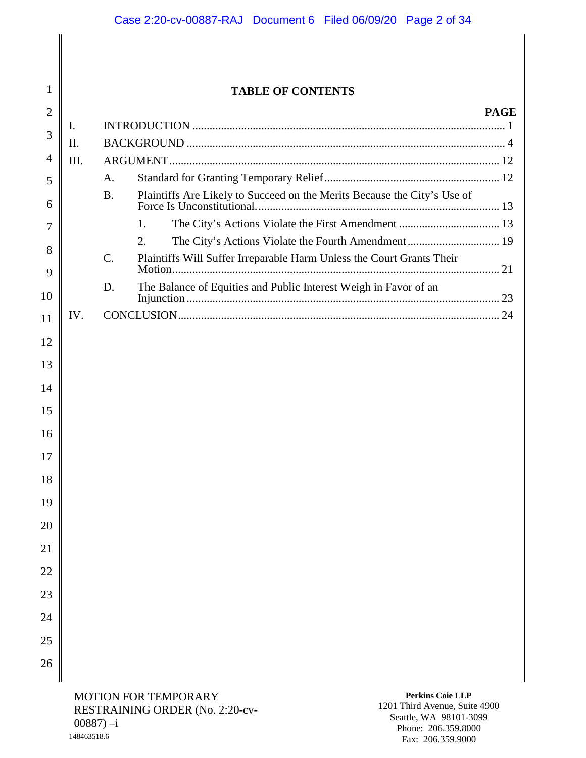# TABLE OF CONTENTS

| | PAGE |
|---|---|
| I. INTRODUCTION | 1 |
| II. BACKGROUND | 4 |
| III. ARGUMENT | 12 |
| A. Standard for Granting Temporary Relief | 12 |
| B. Plaintiffs Are Likely to Succeed on the Merits Because the City's Use of Force Is Unconstitutional. | 13 |
| 1. The City's Actions Violate the First Amendment | 13 |
| 2. The City's Actions Violate the Fourth Amendment | 19 |
| C. Plaintiffs Will Suffer Irreparable Harm Unless the Court Grants Their Motion | 21 |
| D. The Balance of Equities and Public Interest Weigh in Favor of an Injunction | 23 |
| IV. CONCLUSION | 24 |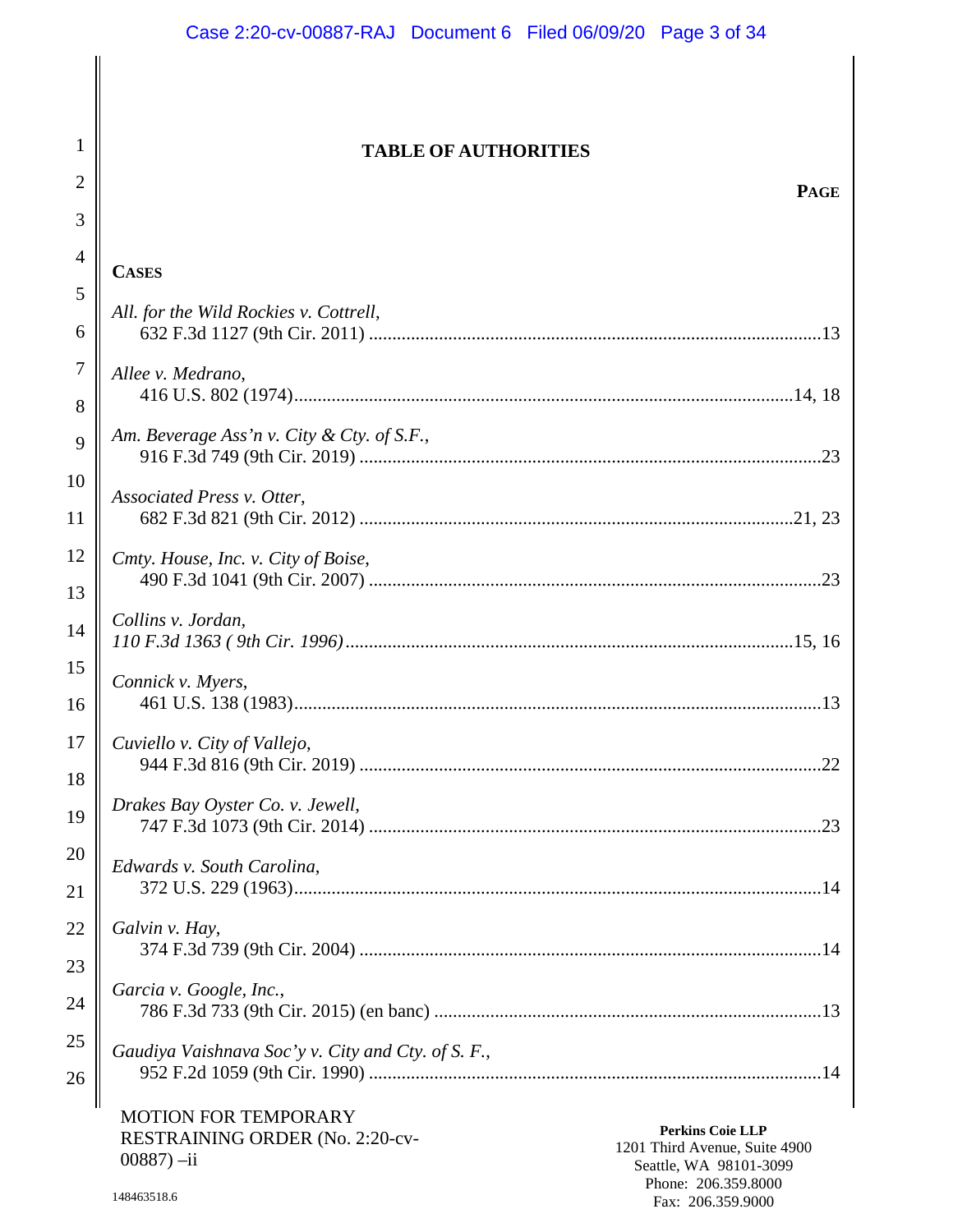## TABLE OF AUTHORITIES

**PAGE**

**CASES**

*All. for the Wild Rockies v. Cottrell*,
632 F.3d 1127 (9th Cir. 2011) ....................................................................................13

*Allee v. Medrano*,
416 U.S. 802 (1974)..........................................................................................14, 18

*Am. Beverage Ass'n v. City & Cty. of S.F.*,
916 F.3d 749 (9th Cir. 2019) ......................................................................................23

*Associated Press v. Otter*,
682 F.3d 821 (9th Cir. 2012) ..................................................................................21, 23

*Cmty. House, Inc. v. City of Boise*,
490 F.3d 1041 (9th Cir. 2007) ....................................................................................23

*Collins v. Jordan*,
*110 F.3d 1363 ( 9th Cir. 1996)*..............................................................................15, 16

*Connick v. Myers*,
461 U.S. 138 (1983)....................................................................................................13

*Cuviello v. City of Vallejo*,
944 F.3d 816 (9th Cir. 2019) ......................................................................................22

*Drakes Bay Oyster Co. v. Jewell*,
747 F.3d 1073 (9th Cir. 2014) ....................................................................................23

*Edwards v. South Carolina*,
372 U.S. 229 (1963)....................................................................................................14

*Galvin v. Hay*,
374 F.3d 739 (9th Cir. 2004) ......................................................................................14

*Garcia v. Google, Inc.*,
786 F.3d 733 (9th Cir. 2015) (en banc) ......................................................................13

*Gaudiya Vaishnava Soc'y v. City and Cty. of S. F.*,
952 F.2d 1059 (9th Cir. 1990) ....................................................................................14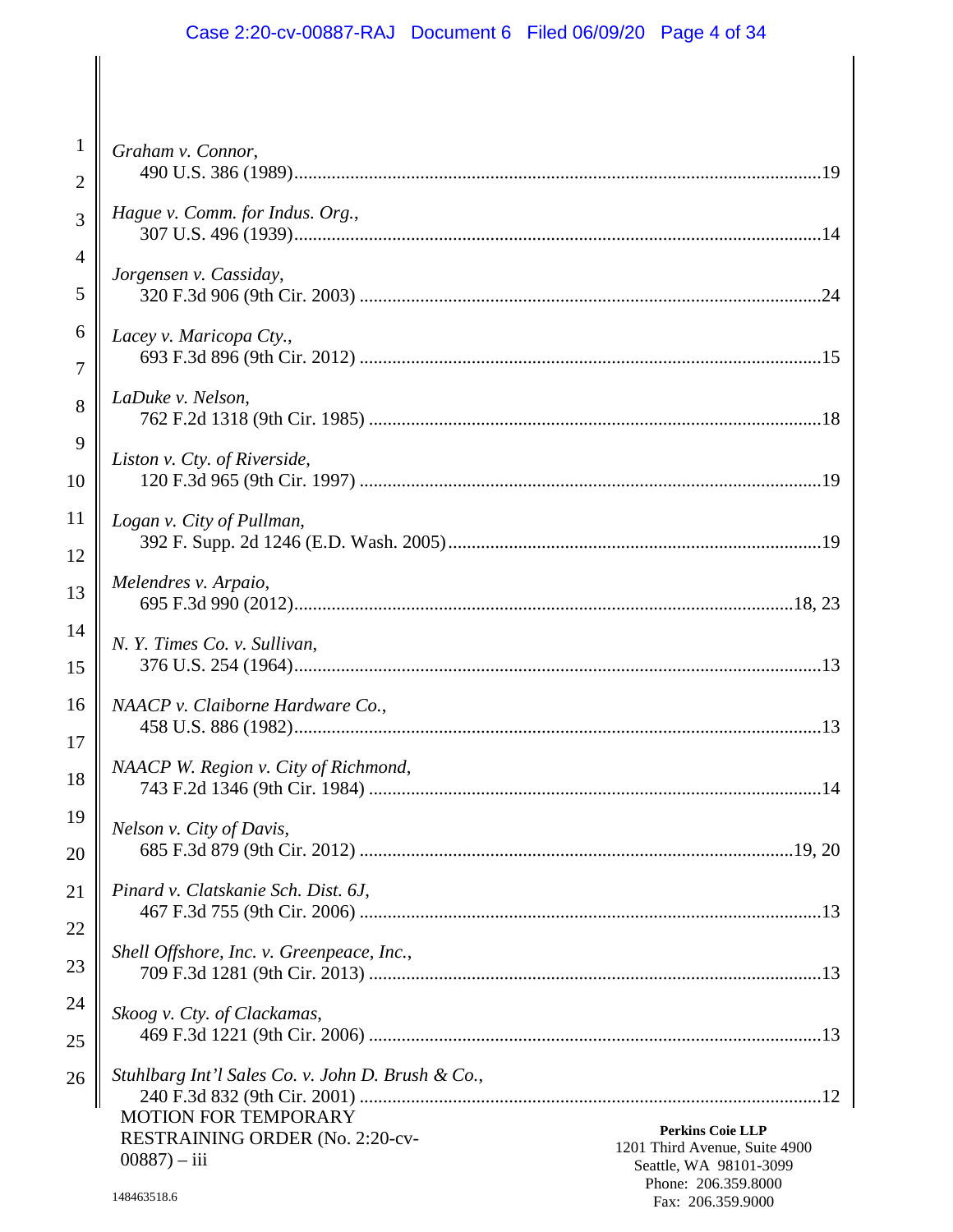*Graham v. Connor*,
490 U.S. 386 (1989)..............................................................................................................19

*Hague v. Comm. for Indus. Org.*,
307 U.S. 496 (1939)..............................................................................................................14

*Jorgensen v. Cassiday*,
320 F.3d 906 (9th Cir. 2003) ................................................................................................24

*Lacey v. Maricopa Cty.*,
693 F.3d 896 (9th Cir. 2012) ................................................................................................15

*LaDuke v. Nelson*,
762 F.2d 1318 (9th Cir. 1985) ..............................................................................................18

*Liston v. Cty. of Riverside*,
120 F.3d 965 (9th Cir. 1997) ................................................................................................19

*Logan v. City of Pullman*,
392 F. Supp. 2d 1246 (E.D. Wash. 2005)..............................................................................19

*Melendres v. Arpaio*,
695 F.3d 990 (2012).........................................................................................................18, 23

*N. Y. Times Co. v. Sullivan*,
376 U.S. 254 (1964)..............................................................................................................13

*NAACP v. Claiborne Hardware Co.*,
458 U.S. 886 (1982)..............................................................................................................13

*NAACP W. Region v. City of Richmond*,
743 F.2d 1346 (9th Cir. 1984) ..............................................................................................14

*Nelson v. City of Davis*,
685 F.3d 879 (9th Cir. 2012) ............................................................................................19, 20

*Pinard v. Clatskanie Sch. Dist. 6J*,
467 F.3d 755 (9th Cir. 2006) ................................................................................................13

*Shell Offshore, Inc. v. Greenpeace, Inc.*,
709 F.3d 1281 (9th Cir. 2013) ..............................................................................................13

*Skoog v. Cty. of Clackamas*,
469 F.3d 1221 (9th Cir. 2006) ..............................................................................................13

*Stuhlbarg Int'l Sales Co. v. John D. Brush & Co.*,
240 F.3d 832 (9th Cir. 2001) ................................................................................................12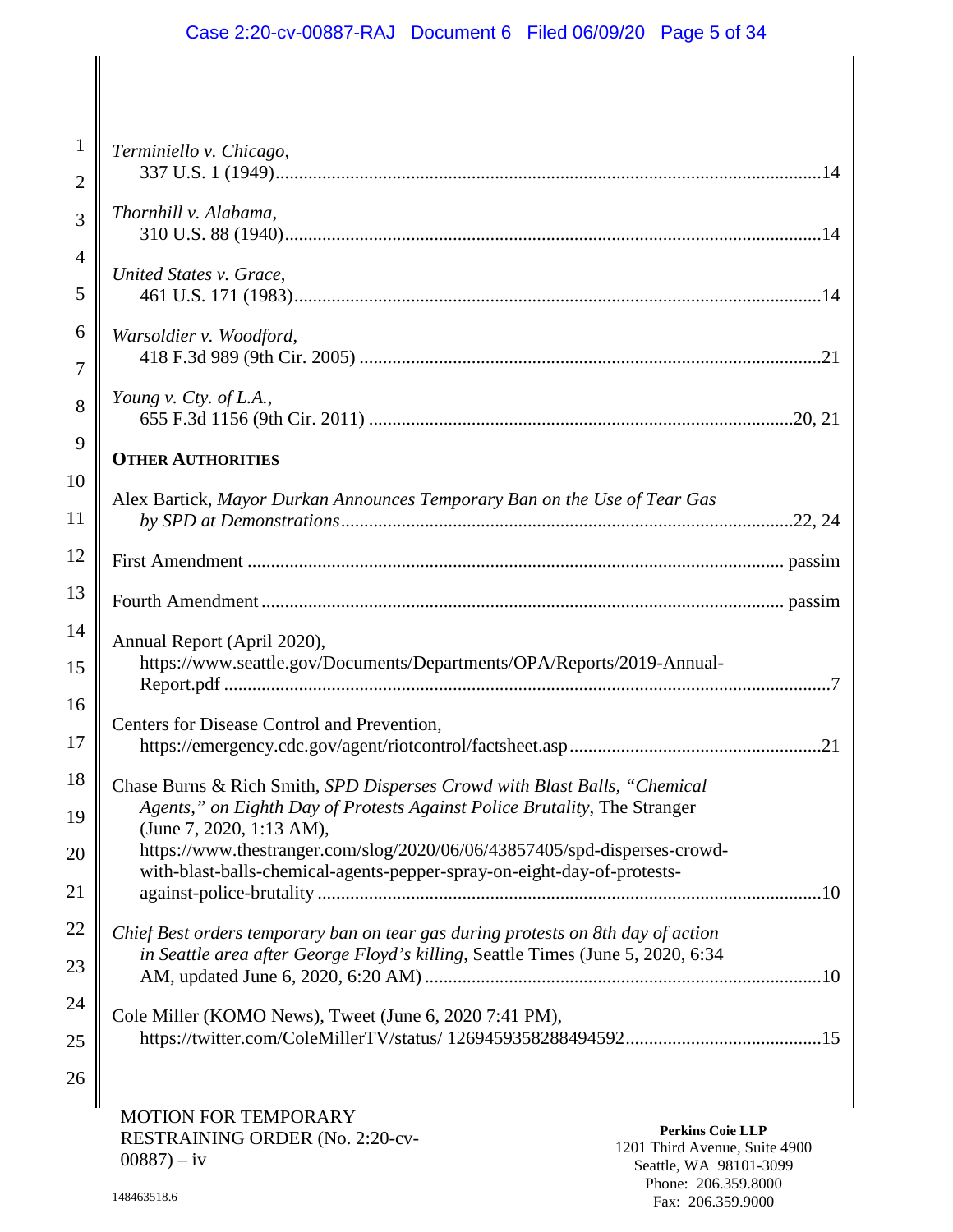*Terminiello v. Chicago*,
337 U.S. 1 (1949) ... 14

*Thornhill v. Alabama*,
310 U.S. 88 (1940) ... 14

*United States v. Grace*,
461 U.S. 171 (1983) ... 14

*Warsoldier v. Woodford*,
418 F.3d 989 (9th Cir. 2005) ... 21

*Young v. Cty. of L.A.*,
655 F.3d 1156 (9th Cir. 2011) ... 20, 21

**OTHER AUTHORITIES**

Alex Bartick, *Mayor Durkan Announces Temporary Ban on the Use of Tear Gas by SPD at Demonstrations* ... 22, 24

First Amendment ... passim

Fourth Amendment ... passim

Annual Report (April 2020),
https://www.seattle.gov/Documents/Departments/OPA/Reports/2019-Annual-Report.pdf ... 7

Centers for Disease Control and Prevention,
https://emergency.cdc.gov/agent/riotcontrol/factsheet.asp ... 21

Chase Burns & Rich Smith, *SPD Disperses Crowd with Blast Balls, "Chemical Agents," on Eighth Day of Protests Against Police Brutality*, The Stranger (June 7, 2020, 1:13 AM),
https://www.thestranger.com/slog/2020/06/06/43857405/spd-disperses-crowd-with-blast-balls-chemical-agents-pepper-spray-on-eight-day-of-protests-against-police-brutality ... 10

*Chief Best orders temporary ban on tear gas during protests on 8th day of action in Seattle area after George Floyd's killing*, Seattle Times (June 5, 2020, 6:34 AM, updated June 6, 2020, 6:20 AM) ... 10

Cole Miller (KOMO News), Tweet (June 6, 2020 7:41 PM),
https://twitter.com/ColeMillerTV/status/ 1269459358288494592 ... 15

MOTION FOR TEMPORARY RESTRAINING ORDER (No. 2:20-cv-00887) – iv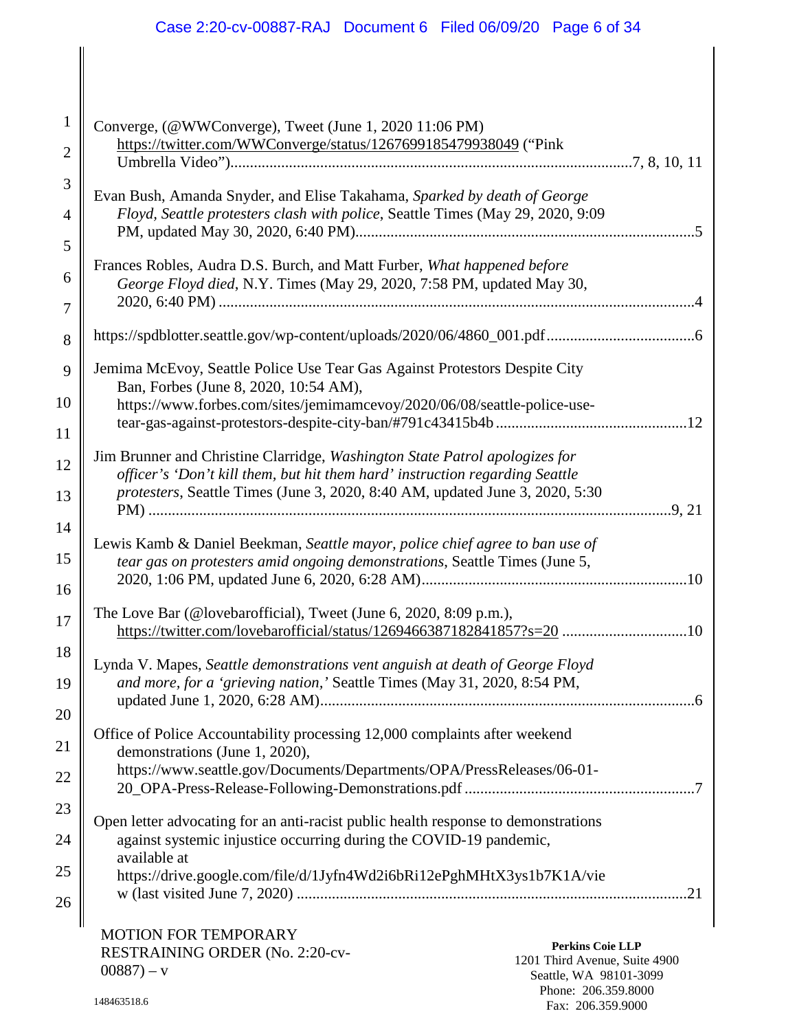Converge, (@WWConverge), Tweet (June 1, 2020 11:06 PM) https://twitter.com/WWConverge/status/1267699185479938049 ("Pink Umbrella Video") .......... 7, 8, 10, 11

Evan Bush, Amanda Snyder, and Elise Takahama, *Sparked by death of George Floyd, Seattle protesters clash with police*, Seattle Times (May 29, 2020, 9:09 PM, updated May 30, 2020, 6:40 PM) .......... 5

Frances Robles, Audra D.S. Burch, and Matt Furber, *What happened before George Floyd died*, N.Y. Times (May 29, 2020, 7:58 PM, updated May 30, 2020, 6:40 PM) .......... 4

https://spdblotter.seattle.gov/wp-content/uploads/2020/06/4860_001.pdf .......... 6

Jemima McEvoy, Seattle Police Use Tear Gas Against Protestors Despite City Ban, Forbes (June 8, 2020, 10:54 AM), https://www.forbes.com/sites/jemimamcevoy/2020/06/08/seattle-police-use-tear-gas-against-protestors-despite-city-ban/#791c43415b4b .......... 12

Jim Brunner and Christine Clarridge, *Washington State Patrol apologizes for officer's 'Don't kill them, but hit them hard' instruction regarding Seattle protesters*, Seattle Times (June 3, 2020, 8:40 AM, updated June 3, 2020, 5:30 PM) .......... 9, 21

Lewis Kamb & Daniel Beekman, *Seattle mayor, police chief agree to ban use of tear gas on protesters amid ongoing demonstrations*, Seattle Times (June 5, 2020, 1:06 PM, updated June 6, 2020, 6:28 AM) .......... 10

The Love Bar (@lovebarofficial), Tweet (June 6, 2020, 8:09 p.m.), https://twitter.com/lovebarofficial/status/1269466387182841857?s=20 .......... 10

Lynda V. Mapes, *Seattle demonstrations vent anguish at death of George Floyd and more, for a 'grieving nation,'* Seattle Times (May 31, 2020, 8:54 PM, updated June 1, 2020, 6:28 AM) .......... 6

Office of Police Accountability processing 12,000 complaints after weekend demonstrations (June 1, 2020), https://www.seattle.gov/Documents/Departments/OPA/PressReleases/06-01-20_OPA-Press-Release-Following-Demonstrations.pdf .......... 7

Open letter advocating for an anti-racist public health response to demonstrations against systemic injustice occurring during the COVID-19 pandemic, available at https://drive.google.com/file/d/1Jyfn4Wd2i6bRi12ePghMHtX3ys1b7K1A/view (last visited June 7, 2020) .......... 21

MOTION FOR TEMPORARY RESTRAINING ORDER (No. 2:20-cv-00887) – v

**Perkins Coie LLP**
1201 Third Avenue, Suite 4900
Seattle, WA 98101-3099
Phone: 206.359.8000
Fax: 206.359.9000

148463518.6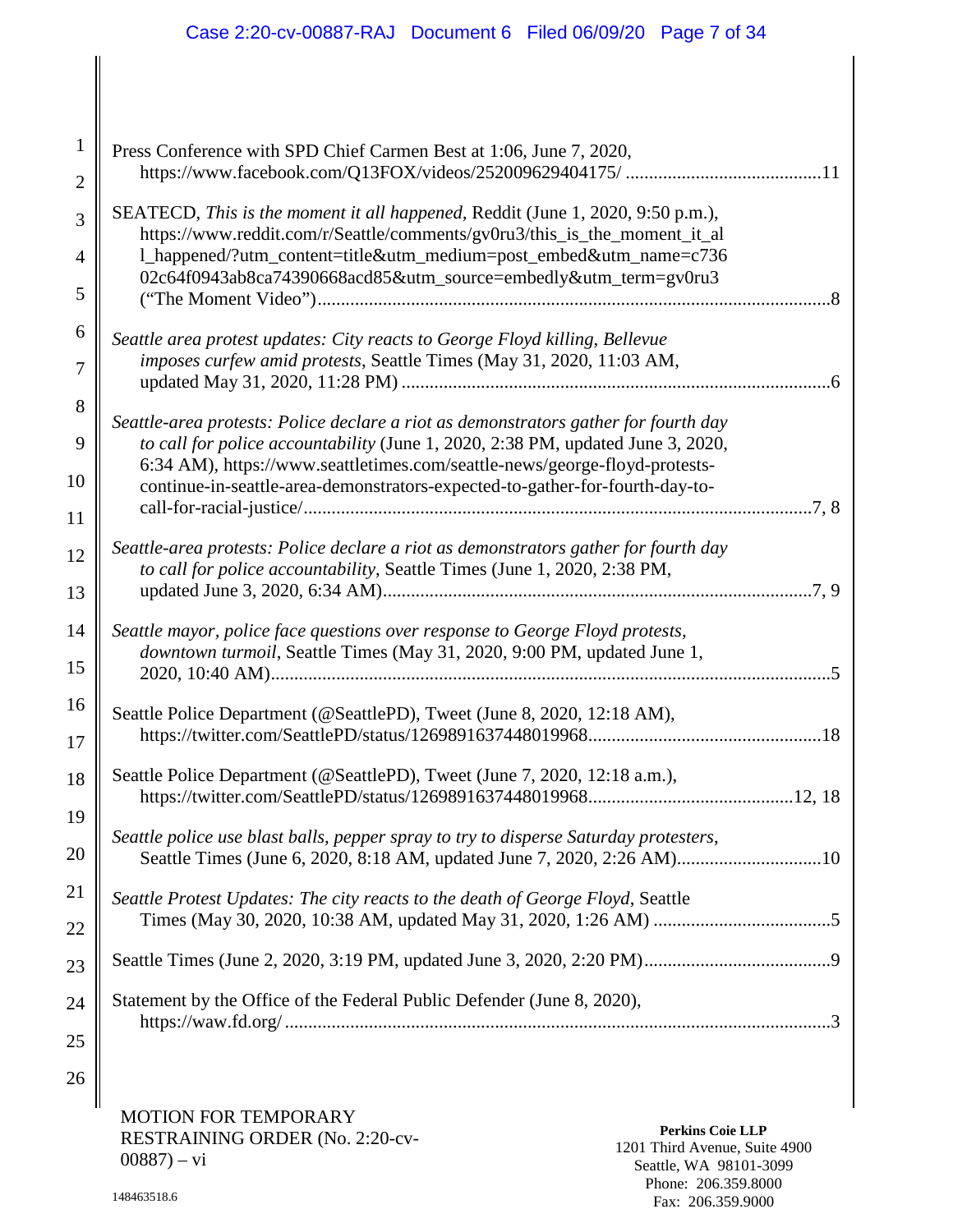Press Conference with SPD Chief Carmen Best at 1:06, June 7, 2020, https://www.facebook.com/Q13FOX/videos/252009629404175/ ..........................................11

SEATECD, *This is the moment it all happened*, Reddit (June 1, 2020, 9:50 p.m.), https://www.reddit.com/r/Seattle/comments/gv0ru3/this_is_the_moment_it_all_happened/?utm_content=title&utm_medium=post_embed&utm_name=c73602c64f0943ab8ca74390668acd85&utm_source=embedly&utm_term=gv0ru3 ("The Moment Video").............................................................................................................8

*Seattle area protest updates: City reacts to George Floyd killing, Bellevue imposes curfew amid protests*, Seattle Times (May 31, 2020, 11:03 AM, updated May 31, 2020, 11:28 PM) ...........................................................................................6

*Seattle-area protests: Police declare a riot as demonstrators gather for fourth day to call for police accountability* (June 1, 2020, 2:38 PM, updated June 3, 2020, 6:34 AM), https://www.seattletimes.com/seattle-news/george-floyd-protests-continue-in-seattle-area-demonstrators-expected-to-gather-for-fourth-day-to-call-for-racial-justice/............................................................................................................7, 8

*Seattle-area protests: Police declare a riot as demonstrators gather for fourth day to call for police accountability*, Seattle Times (June 1, 2020, 2:38 PM, updated June 3, 2020, 6:34 AM)...........................................................................................7, 9

*Seattle mayor, police face questions over response to George Floyd protests, downtown turmoil*, Seattle Times (May 31, 2020, 9:00 PM, updated June 1, 2020, 10:40 AM).......................................................................................................................5

Seattle Police Department (@SeattlePD), Tweet (June 8, 2020, 12:18 AM), https://twitter.com/SeattlePD/status/1269891637448019968.................................................18

Seattle Police Department (@SeattlePD), Tweet (June 7, 2020, 12:18 a.m.), https://twitter.com/SeattlePD/status/1269891637448019968...........................................12, 18

*Seattle police use blast balls, pepper spray to try to disperse Saturday protesters*, Seattle Times (June 6, 2020, 8:18 AM, updated June 7, 2020, 2:26 AM)...............................10

*Seattle Protest Updates: The city reacts to the death of George Floyd*, Seattle Times (May 30, 2020, 10:38 AM, updated May 31, 2020, 1:26 AM) ......................................5

Seattle Times (June 2, 2020, 3:19 PM, updated June 3, 2020, 2:20 PM).......................................9

Statement by the Office of the Federal Public Defender (June 8, 2020), https://waw.fd.org/ ....................................................................................................................3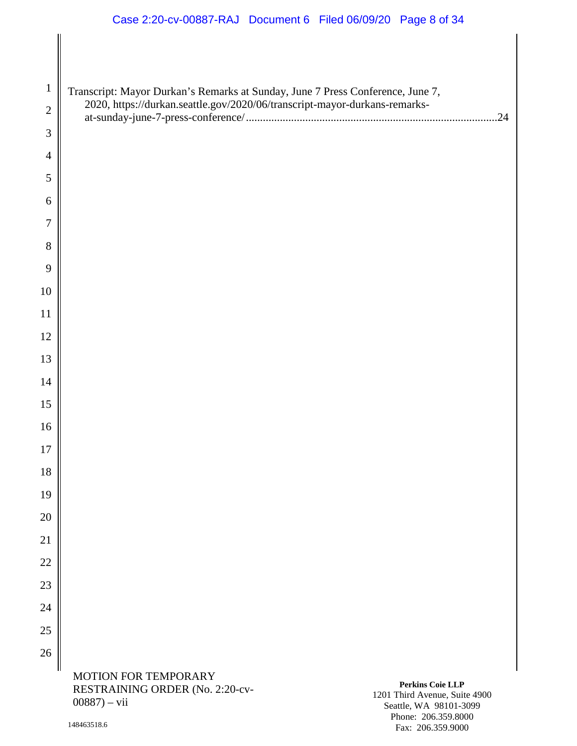Transcript: Mayor Durkan's Remarks at Sunday, June 7 Press Conference, June 7, 2020, https://durkan.seattle.gov/2020/06/transcript-mayor-durkans-remarks-at-sunday-june-7-press-conference/ .......................................................................................24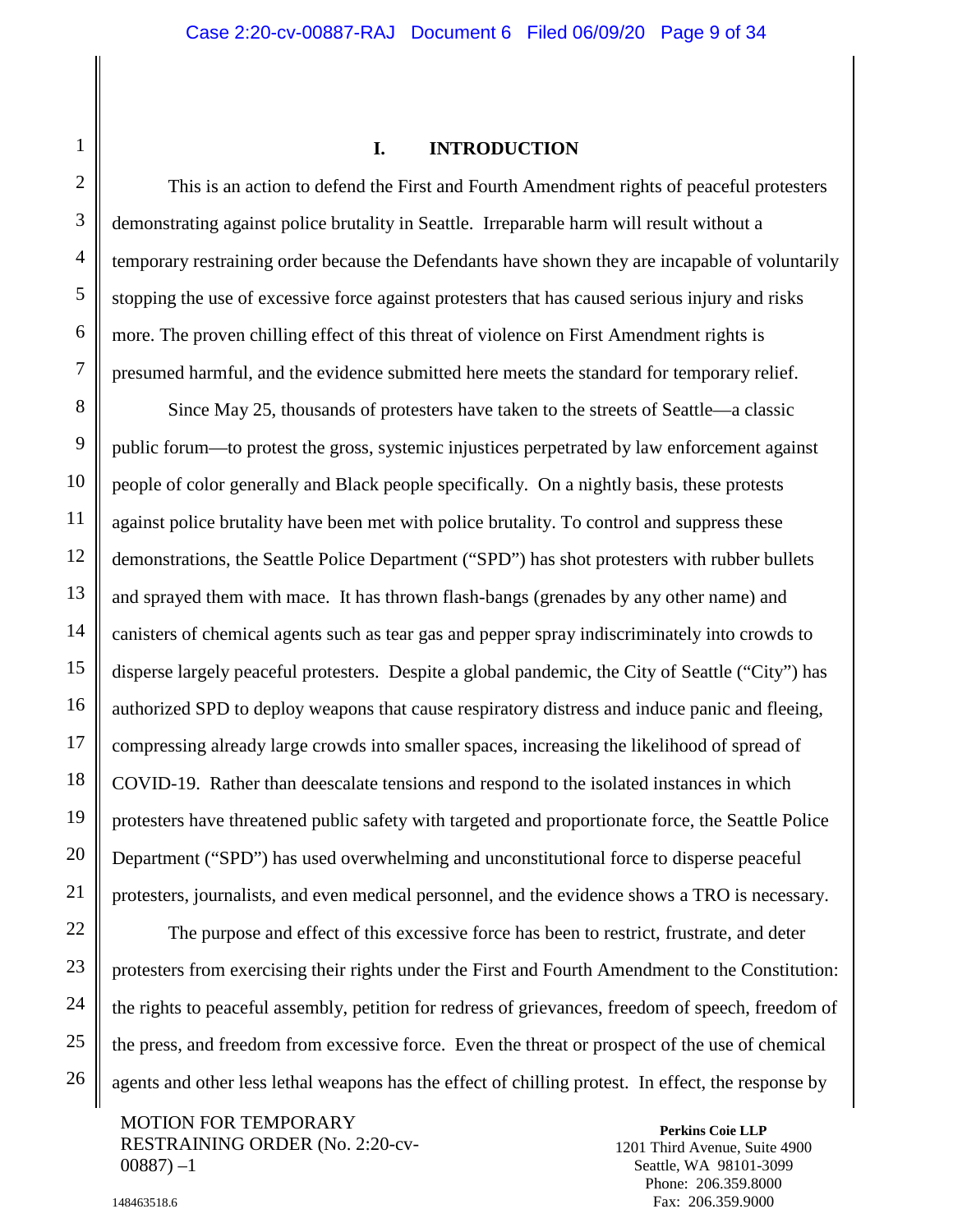## I. INTRODUCTION

This is an action to defend the First and Fourth Amendment rights of peaceful protesters demonstrating against police brutality in Seattle. Irreparable harm will result without a temporary restraining order because the Defendants have shown they are incapable of voluntarily stopping the use of excessive force against protesters that has caused serious injury and risks more. The proven chilling effect of this threat of violence on First Amendment rights is presumed harmful, and the evidence submitted here meets the standard for temporary relief.

Since May 25, thousands of protesters have taken to the streets of Seattle—a classic public forum—to protest the gross, systemic injustices perpetrated by law enforcement against people of color generally and Black people specifically. On a nightly basis, these protests against police brutality have been met with police brutality. To control and suppress these demonstrations, the Seattle Police Department ("SPD") has shot protesters with rubber bullets and sprayed them with mace. It has thrown flash-bangs (grenades by any other name) and canisters of chemical agents such as tear gas and pepper spray indiscriminately into crowds to disperse largely peaceful protesters. Despite a global pandemic, the City of Seattle ("City") has authorized SPD to deploy weapons that cause respiratory distress and induce panic and fleeing, compressing already large crowds into smaller spaces, increasing the likelihood of spread of COVID-19. Rather than deescalate tensions and respond to the isolated instances in which protesters have threatened public safety with targeted and proportionate force, the Seattle Police Department ("SPD") has used overwhelming and unconstitutional force to disperse peaceful protesters, journalists, and even medical personnel, and the evidence shows a TRO is necessary.

The purpose and effect of this excessive force has been to restrict, frustrate, and deter protesters from exercising their rights under the First and Fourth Amendment to the Constitution: the rights to peaceful assembly, petition for redress of grievances, freedom of speech, freedom of the press, and freedom from excessive force. Even the threat or prospect of the use of chemical agents and other less lethal weapons has the effect of chilling protest. In effect, the response by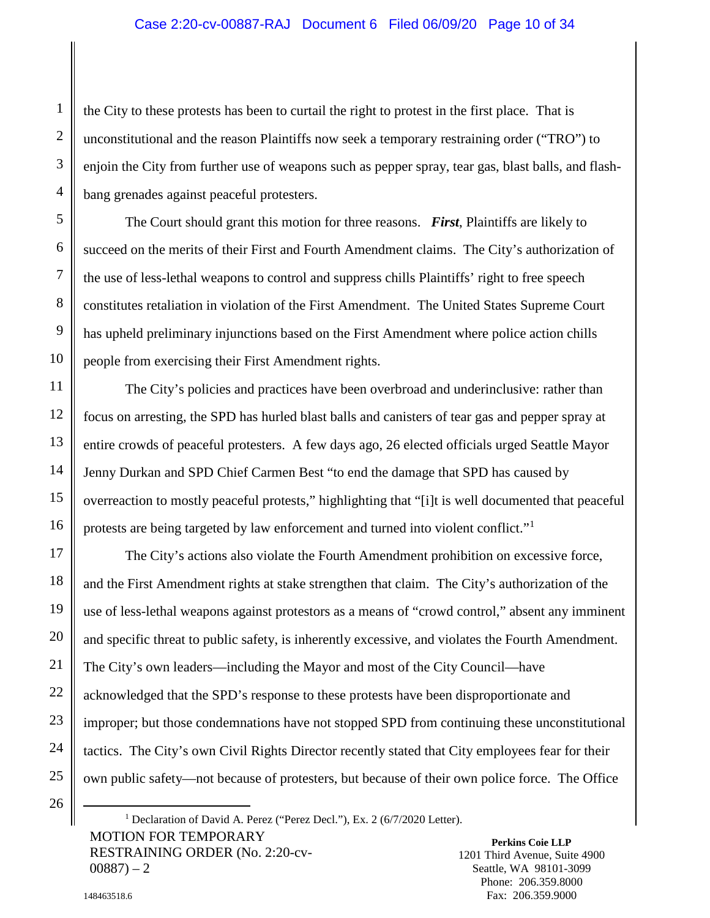the City to these protests has been to curtail the right to protest in the first place. That is unconstitutional and the reason Plaintiffs now seek a temporary restraining order ("TRO") to enjoin the City from further use of weapons such as pepper spray, tear gas, blast balls, and flash-bang grenades against peaceful protesters.

The Court should grant this motion for three reasons. ***First***, Plaintiffs are likely to succeed on the merits of their First and Fourth Amendment claims. The City's authorization of the use of less-lethal weapons to control and suppress chills Plaintiffs' right to free speech constitutes retaliation in violation of the First Amendment. The United States Supreme Court has upheld preliminary injunctions based on the First Amendment where police action chills people from exercising their First Amendment rights.

The City's policies and practices have been overbroad and underinclusive: rather than focus on arresting, the SPD has hurled blast balls and canisters of tear gas and pepper spray at entire crowds of peaceful protesters. A few days ago, 26 elected officials urged Seattle Mayor Jenny Durkan and SPD Chief Carmen Best "to end the damage that SPD has caused by overreaction to mostly peaceful protests," highlighting that "[i]t is well documented that peaceful protests are being targeted by law enforcement and turned into violent conflict."[1]

The City's actions also violate the Fourth Amendment prohibition on excessive force, and the First Amendment rights at stake strengthen that claim. The City's authorization of the use of less-lethal weapons against protestors as a means of "crowd control," absent any imminent and specific threat to public safety, is inherently excessive, and violates the Fourth Amendment. The City's own leaders—including the Mayor and most of the City Council—have acknowledged that the SPD's response to these protests have been disproportionate and improper; but those condemnations have not stopped SPD from continuing these unconstitutional tactics. The City's own Civil Rights Director recently stated that City employees fear for their own public safety—not because of protesters, but because of their own police force. The Office

[1] Declaration of David A. Perez ("Perez Decl."), Ex. 2 (6/7/2020 Letter).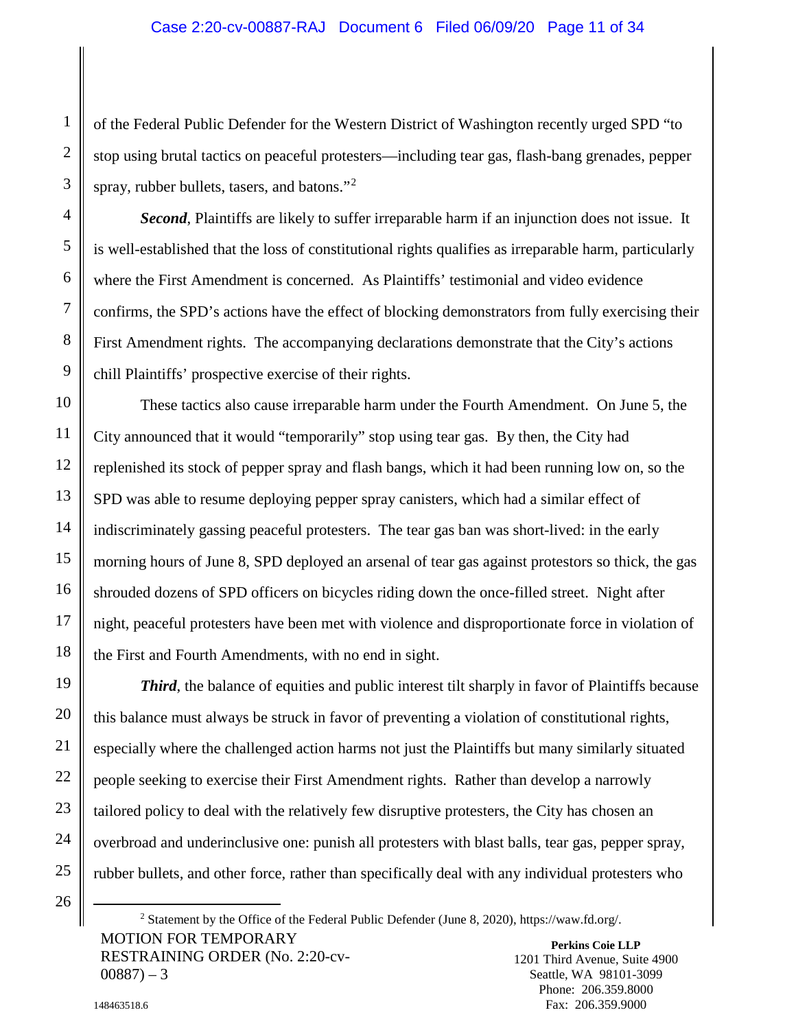of the Federal Public Defender for the Western District of Washington recently urged SPD "to stop using brutal tactics on peaceful protesters—including tear gas, flash-bang grenades, pepper spray, rubber bullets, tasers, and batons."[2]

***Second***, Plaintiffs are likely to suffer irreparable harm if an injunction does not issue. It is well-established that the loss of constitutional rights qualifies as irreparable harm, particularly where the First Amendment is concerned. As Plaintiffs' testimonial and video evidence confirms, the SPD's actions have the effect of blocking demonstrators from fully exercising their First Amendment rights. The accompanying declarations demonstrate that the City's actions chill Plaintiffs' prospective exercise of their rights.

These tactics also cause irreparable harm under the Fourth Amendment. On June 5, the City announced that it would "temporarily" stop using tear gas. By then, the City had replenished its stock of pepper spray and flash bangs, which it had been running low on, so the SPD was able to resume deploying pepper spray canisters, which had a similar effect of indiscriminately gassing peaceful protesters. The tear gas ban was short-lived: in the early morning hours of June 8, SPD deployed an arsenal of tear gas against protestors so thick, the gas shrouded dozens of SPD officers on bicycles riding down the once-filled street. Night after night, peaceful protesters have been met with violence and disproportionate force in violation of the First and Fourth Amendments, with no end in sight.

***Third***, the balance of equities and public interest tilt sharply in favor of Plaintiffs because this balance must always be struck in favor of preventing a violation of constitutional rights, especially where the challenged action harms not just the Plaintiffs but many similarly situated people seeking to exercise their First Amendment rights. Rather than develop a narrowly tailored policy to deal with the relatively few disruptive protesters, the City has chosen an overbroad and underinclusive one: punish all protesters with blast balls, tear gas, pepper spray, rubber bullets, and other force, rather than specifically deal with any individual protesters who

[2] Statement by the Office of the Federal Public Defender (June 8, 2020), https://waw.fd.org/.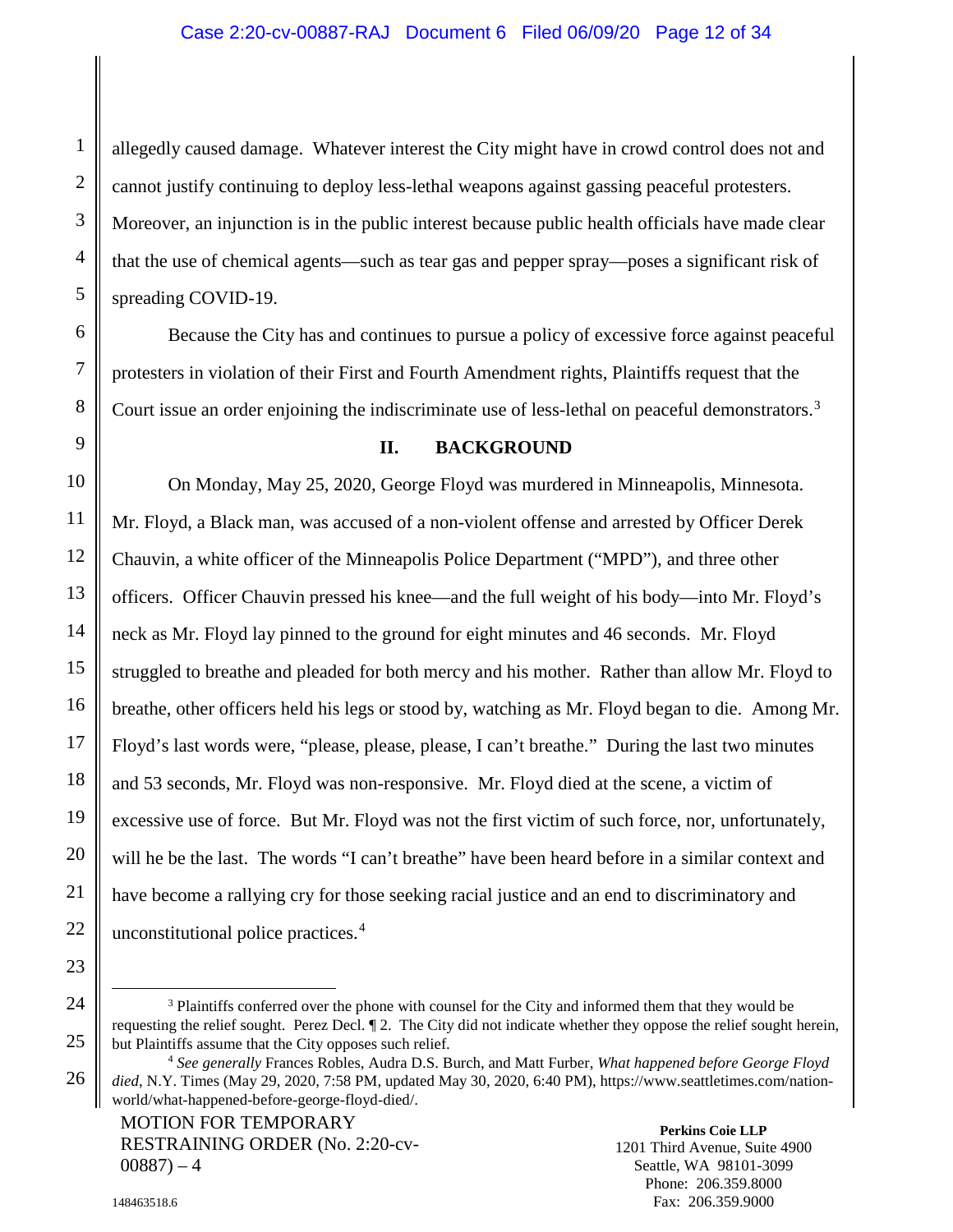allegedly caused damage. Whatever interest the City might have in crowd control does not and cannot justify continuing to deploy less-lethal weapons against gassing peaceful protesters. Moreover, an injunction is in the public interest because public health officials have made clear that the use of chemical agents—such as tear gas and pepper spray—poses a significant risk of spreading COVID-19.

Because the City has and continues to pursue a policy of excessive force against peaceful protesters in violation of their First and Fourth Amendment rights, Plaintiffs request that the Court issue an order enjoining the indiscriminate use of less-lethal on peaceful demonstrators.[3]

## II. BACKGROUND

On Monday, May 25, 2020, George Floyd was murdered in Minneapolis, Minnesota. Mr. Floyd, a Black man, was accused of a non-violent offense and arrested by Officer Derek Chauvin, a white officer of the Minneapolis Police Department ("MPD"), and three other officers. Officer Chauvin pressed his knee—and the full weight of his body—into Mr. Floyd's neck as Mr. Floyd lay pinned to the ground for eight minutes and 46 seconds. Mr. Floyd struggled to breathe and pleaded for both mercy and his mother. Rather than allow Mr. Floyd to breathe, other officers held his legs or stood by, watching as Mr. Floyd began to die. Among Mr. Floyd's last words were, "please, please, please, I can't breathe." During the last two minutes and 53 seconds, Mr. Floyd was non-responsive. Mr. Floyd died at the scene, a victim of excessive use of force. But Mr. Floyd was not the first victim of such force, nor, unfortunately, will he be the last. The words "I can't breathe" have been heard before in a similar context and have become a rallying cry for those seeking racial justice and an end to discriminatory and unconstitutional police practices.[4]

---

[3] Plaintiffs conferred over the phone with counsel for the City and informed them that they would be requesting the relief sought. Perez Decl. ¶ 2. The City did not indicate whether they oppose the relief sought herein, but Plaintiffs assume that the City opposes such relief.

[4] *See generally* Frances Robles, Audra D.S. Burch, and Matt Furber, *What happened before George Floyd died*, N.Y. Times (May 29, 2020, 7:58 PM, updated May 30, 2020, 6:40 PM), https://www.seattletimes.com/nation-world/what-happened-before-george-floyd-died/.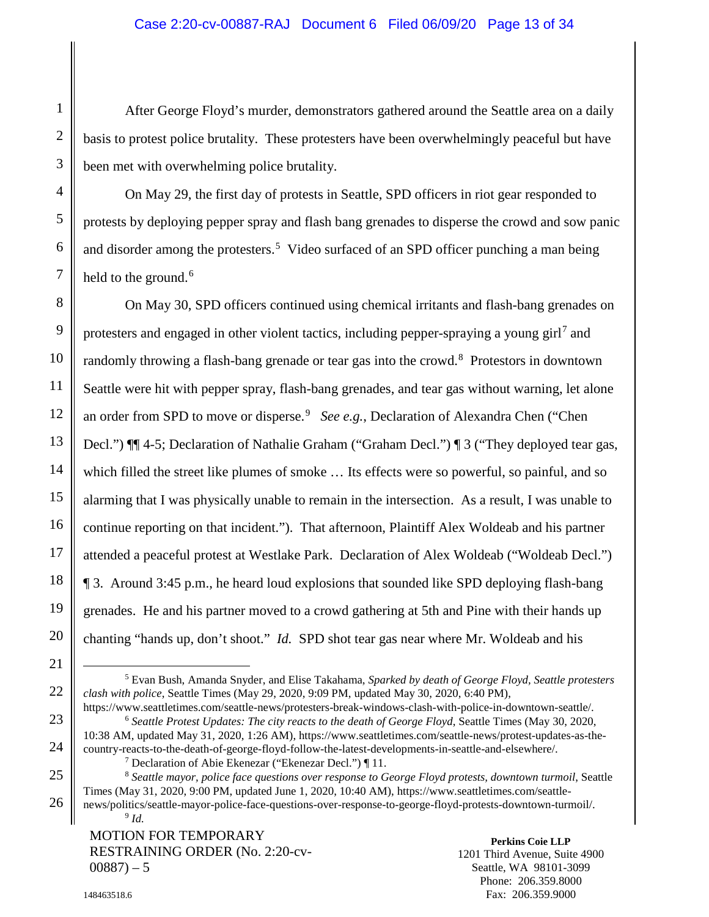After George Floyd's murder, demonstrators gathered around the Seattle area on a daily basis to protest police brutality. These protesters have been overwhelmingly peaceful but have been met with overwhelming police brutality.

On May 29, the first day of protests in Seattle, SPD officers in riot gear responded to protests by deploying pepper spray and flash bang grenades to disperse the crowd and sow panic and disorder among the protesters.[5] Video surfaced of an SPD officer punching a man being held to the ground.[6]

On May 30, SPD officers continued using chemical irritants and flash-bang grenades on protesters and engaged in other violent tactics, including pepper-spraying a young girl[7] and randomly throwing a flash-bang grenade or tear gas into the crowd.[8] Protestors in downtown Seattle were hit with pepper spray, flash-bang grenades, and tear gas without warning, let alone an order from SPD to move or disperse.[9] *See e.g.*, Declaration of Alexandra Chen ("Chen Decl.") ¶¶ 4-5; Declaration of Nathalie Graham ("Graham Decl.") ¶ 3 ("They deployed tear gas, which filled the street like plumes of smoke … Its effects were so powerful, so painful, and so alarming that I was physically unable to remain in the intersection. As a result, I was unable to continue reporting on that incident."). That afternoon, Plaintiff Alex Woldeab and his partner attended a peaceful protest at Westlake Park. Declaration of Alex Woldeab ("Woldeab Decl.") ¶ 3. Around 3:45 p.m., he heard loud explosions that sounded like SPD deploying flash-bang grenades. He and his partner moved to a crowd gathering at 5th and Pine with their hands up chanting "hands up, don't shoot." *Id.* SPD shot tear gas near where Mr. Woldeab and his

---

[5] Evan Bush, Amanda Snyder, and Elise Takahama, *Sparked by death of George Floyd, Seattle protesters clash with police*, Seattle Times (May 29, 2020, 9:09 PM, updated May 30, 2020, 6:40 PM), https://www.seattletimes.com/seattle-news/protesters-break-windows-clash-with-police-in-downtown-seattle/.

[6] *Seattle Protest Updates: The city reacts to the death of George Floyd*, Seattle Times (May 30, 2020, 10:38 AM, updated May 31, 2020, 1:26 AM), https://www.seattletimes.com/seattle-news/protest-updates-as-the-country-reacts-to-the-death-of-george-floyd-follow-the-latest-developments-in-seattle-and-elsewhere/.

[7] Declaration of Abie Ekenezar ("Ekenezar Decl.") ¶ 11.

[8] *Seattle mayor, police face questions over response to George Floyd protests, downtown turmoil*, Seattle Times (May 31, 2020, 9:00 PM, updated June 1, 2020, 10:40 AM), https://www.seattletimes.com/seattle-news/politics/seattle-mayor-police-face-questions-over-response-to-george-floyd-protests-downtown-turmoil/.

[9] *Id.*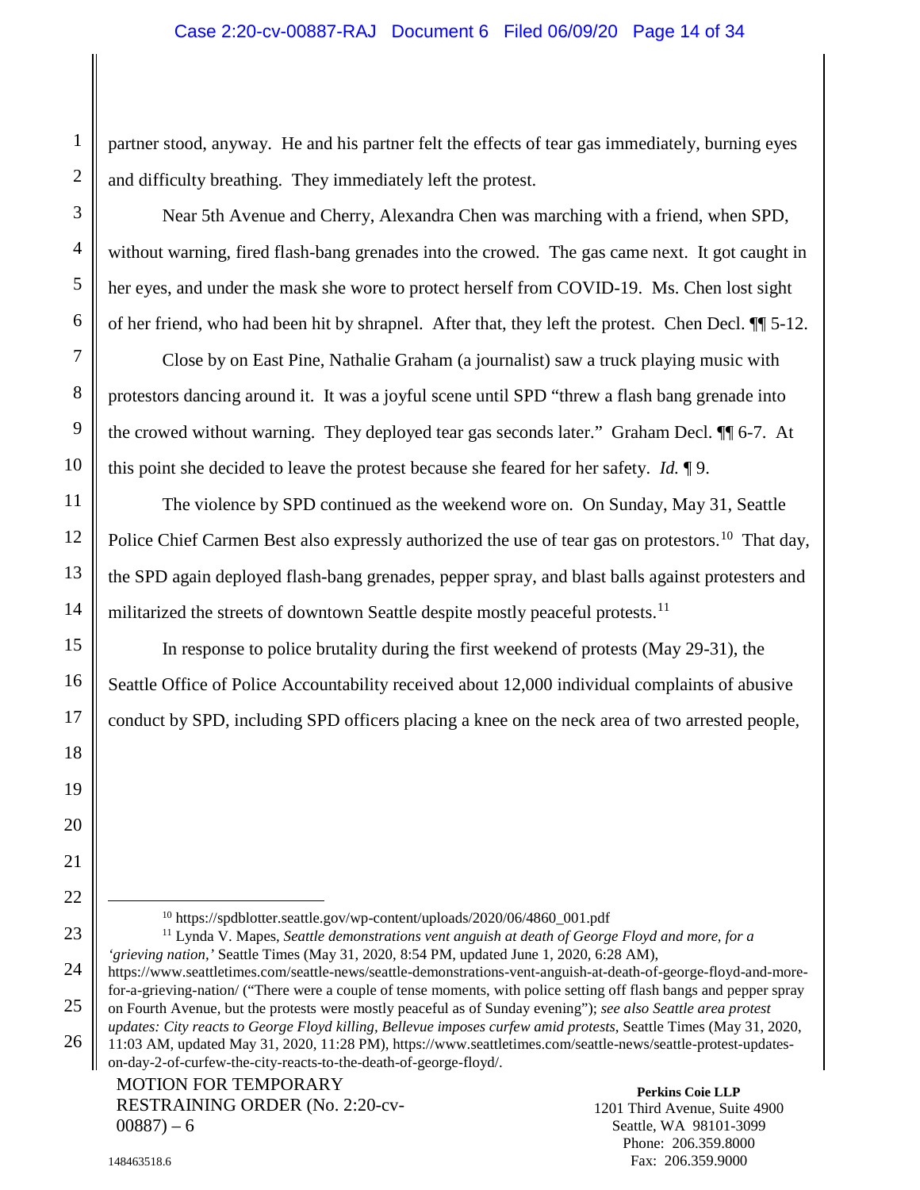partner stood, anyway. He and his partner felt the effects of tear gas immediately, burning eyes and difficulty breathing. They immediately left the protest.

Near 5th Avenue and Cherry, Alexandra Chen was marching with a friend, when SPD, without warning, fired flash-bang grenades into the crowed. The gas came next. It got caught in her eyes, and under the mask she wore to protect herself from COVID-19. Ms. Chen lost sight of her friend, who had been hit by shrapnel. After that, they left the protest. Chen Decl. ¶¶ 5-12.

Close by on East Pine, Nathalie Graham (a journalist) saw a truck playing music with protestors dancing around it. It was a joyful scene until SPD "threw a flash bang grenade into the crowed without warning. They deployed tear gas seconds later." Graham Decl. ¶¶ 6-7. At this point she decided to leave the protest because she feared for her safety. *Id.* ¶ 9.

The violence by SPD continued as the weekend wore on. On Sunday, May 31, Seattle Police Chief Carmen Best also expressly authorized the use of tear gas on protestors.[10] That day, the SPD again deployed flash-bang grenades, pepper spray, and blast balls against protesters and militarized the streets of downtown Seattle despite mostly peaceful protests.[11]

In response to police brutality during the first weekend of protests (May 29-31), the Seattle Office of Police Accountability received about 12,000 individual complaints of abusive conduct by SPD, including SPD officers placing a knee on the neck area of two arrested people,

---

[10] https://spdblotter.seattle.gov/wp-content/uploads/2020/06/4860_001.pdf

[11] Lynda V. Mapes, *Seattle demonstrations vent anguish at death of George Floyd and more, for a 'grieving nation,'* Seattle Times (May 31, 2020, 8:54 PM, updated June 1, 2020, 6:28 AM), https://www.seattletimes.com/seattle-news/seattle-demonstrations-vent-anguish-at-death-of-george-floyd-and-more-for-a-grieving-nation/ ("There were a couple of tense moments, with police setting off flash bangs and pepper spray on Fourth Avenue, but the protests were mostly peaceful as of Sunday evening"); *see also Seattle area protest updates: City reacts to George Floyd killing, Bellevue imposes curfew amid protests*, Seattle Times (May 31, 2020, 11:03 AM, updated May 31, 2020, 11:28 PM), https://www.seattletimes.com/seattle-news/seattle-protest-updates-on-day-2-of-curfew-the-city-reacts-to-the-death-of-george-floyd/.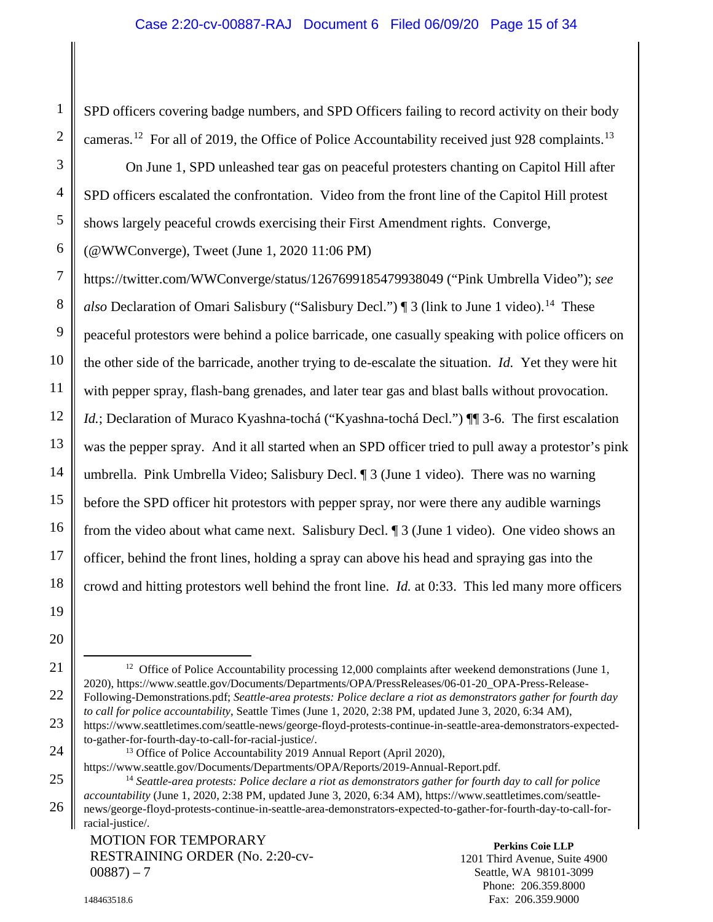SPD officers covering badge numbers, and SPD Officers failing to record activity on their body cameras.[12] For all of 2019, the Office of Police Accountability received just 928 complaints.[13]

On June 1, SPD unleashed tear gas on peaceful protesters chanting on Capitol Hill after SPD officers escalated the confrontation. Video from the front line of the Capitol Hill protest shows largely peaceful crowds exercising their First Amendment rights. Converge, (@WWConverge), Tweet (June 1, 2020 11:06 PM) https://twitter.com/WWConverge/status/1267699185479938049 ("Pink Umbrella Video"); *see also* Declaration of Omari Salisbury ("Salisbury Decl.") ¶ 3 (link to June 1 video).[14] These peaceful protestors were behind a police barricade, one casually speaking with police officers on the other side of the barricade, another trying to de-escalate the situation. *Id.* Yet they were hit with pepper spray, flash-bang grenades, and later tear gas and blast balls without provocation. *Id.*; Declaration of Muraco Kyashna-tochá ("Kyashna-tochá Decl.") ¶¶ 3-6. The first escalation was the pepper spray. And it all started when an SPD officer tried to pull away a protestor's pink umbrella. Pink Umbrella Video; Salisbury Decl. ¶ 3 (June 1 video). There was no warning before the SPD officer hit protestors with pepper spray, nor were there any audible warnings from the video about what came next. Salisbury Decl. ¶ 3 (June 1 video). One video shows an officer, behind the front lines, holding a spray can above his head and spraying gas into the crowd and hitting protestors well behind the front line. *Id.* at 0:33. This led many more officers

---

[12] Office of Police Accountability processing 12,000 complaints after weekend demonstrations (June 1, 2020), https://www.seattle.gov/Documents/Departments/OPA/PressReleases/06-01-20_OPA-Press-Release-Following-Demonstrations.pdf; *Seattle-area protests: Police declare a riot as demonstrators gather for fourth day to call for police accountability*, Seattle Times (June 1, 2020, 2:38 PM, updated June 3, 2020, 6:34 AM), https://www.seattletimes.com/seattle-news/george-floyd-protests-continue-in-seattle-area-demonstrators-expected-to-gather-for-fourth-day-to-call-for-racial-justice/.

[13] Office of Police Accountability 2019 Annual Report (April 2020), https://www.seattle.gov/Documents/Departments/OPA/Reports/2019-Annual-Report.pdf.

[14] *Seattle-area protests: Police declare a riot as demonstrators gather for fourth day to call for police accountability* (June 1, 2020, 2:38 PM, updated June 3, 2020, 6:34 AM), https://www.seattletimes.com/seattle-news/george-floyd-protests-continue-in-seattle-area-demonstrators-expected-to-gather-for-fourth-day-to-call-for-racial-justice/.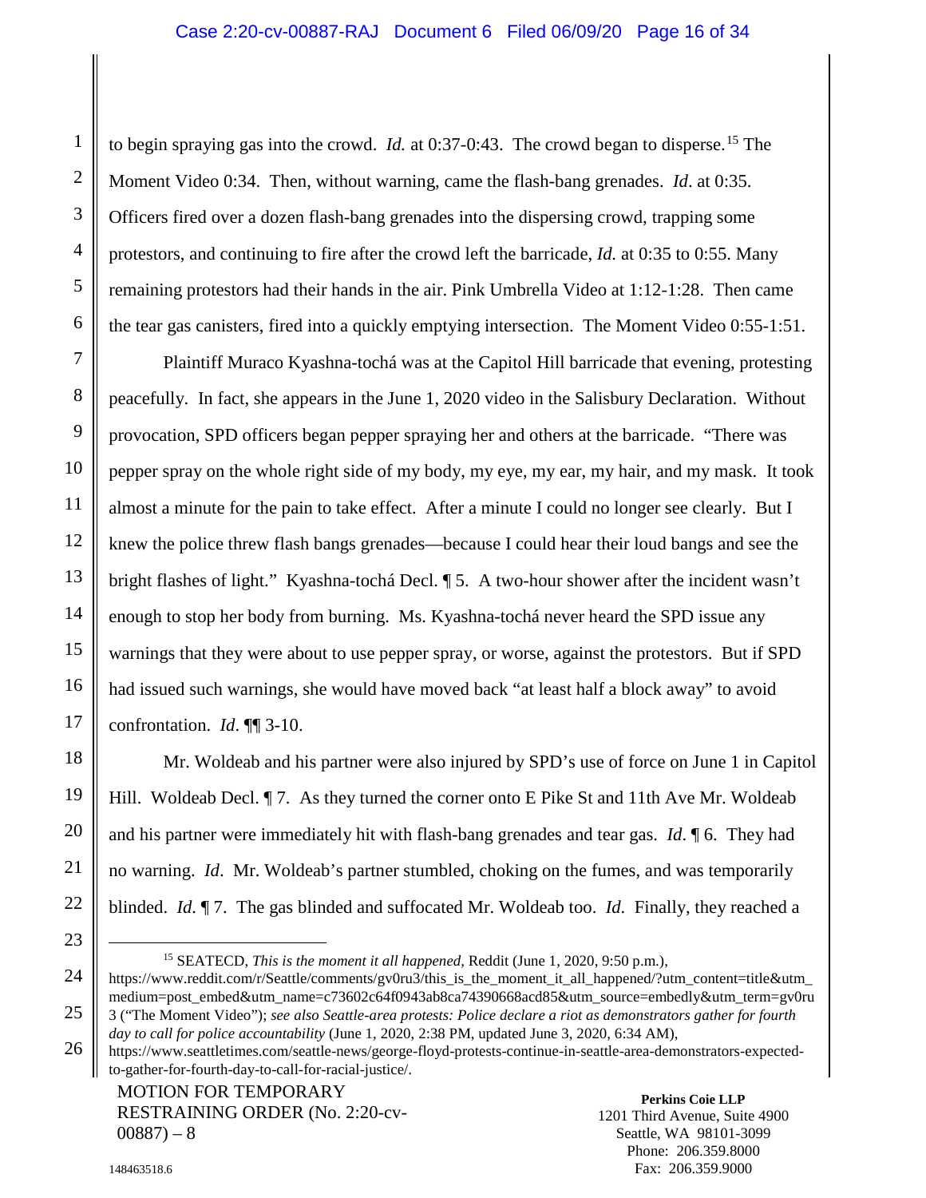to begin spraying gas into the crowd. *Id.* at 0:37-0:43. The crowd began to disperse.[15] The Moment Video 0:34. Then, without warning, came the flash-bang grenades. *Id*. at 0:35. Officers fired over a dozen flash-bang grenades into the dispersing crowd, trapping some protestors, and continuing to fire after the crowd left the barricade, *Id.* at 0:35 to 0:55. Many remaining protestors had their hands in the air. Pink Umbrella Video at 1:12-1:28. Then came the tear gas canisters, fired into a quickly emptying intersection. The Moment Video 0:55-1:51.

Plaintiff Muraco Kyashna-tochá was at the Capitol Hill barricade that evening, protesting peacefully. In fact, she appears in the June 1, 2020 video in the Salisbury Declaration. Without provocation, SPD officers began pepper spraying her and others at the barricade. "There was pepper spray on the whole right side of my body, my eye, my ear, my hair, and my mask. It took almost a minute for the pain to take effect. After a minute I could no longer see clearly. But I knew the police threw flash bangs grenades—because I could hear their loud bangs and see the bright flashes of light." Kyashna-tochá Decl. ¶ 5. A two-hour shower after the incident wasn't enough to stop her body from burning. Ms. Kyashna-tochá never heard the SPD issue any warnings that they were about to use pepper spray, or worse, against the protestors. But if SPD had issued such warnings, she would have moved back "at least half a block away" to avoid confrontation. *Id*. ¶¶ 3-10.

Mr. Woldeab and his partner were also injured by SPD's use of force on June 1 in Capitol Hill. Woldeab Decl. ¶ 7. As they turned the corner onto E Pike St and 11th Ave Mr. Woldeab and his partner were immediately hit with flash-bang grenades and tear gas. *Id*. ¶ 6. They had no warning. *Id*. Mr. Woldeab's partner stumbled, choking on the fumes, and was temporarily blinded. *Id*. ¶ 7. The gas blinded and suffocated Mr. Woldeab too. *Id*. Finally, they reached a

---

[15] SEATECD, *This is the moment it all happened,* Reddit (June 1, 2020, 9:50 p.m.), https://www.reddit.com/r/Seattle/comments/gv0ru3/this_is_the_moment_it_all_happened/?utm_content=title&utm_medium=post_embed&utm_name=c73602c64f0943ab8ca74390668acd85&utm_source=embedly&utm_term=gv0ru3 ("The Moment Video"); *see also Seattle-area protests: Police declare a riot as demonstrators gather for fourth day to call for police accountability* (June 1, 2020, 2:38 PM, updated June 3, 2020, 6:34 AM), https://www.seattletimes.com/seattle-news/george-floyd-protests-continue-in-seattle-area-demonstrators-expected-to-gather-for-fourth-day-to-call-for-racial-justice/.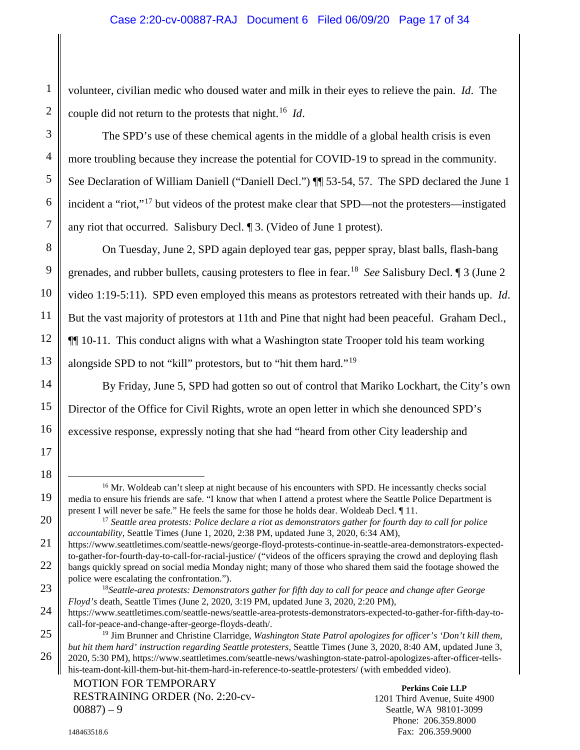volunteer, civilian medic who doused water and milk in their eyes to relieve the pain. *Id*. The couple did not return to the protests that night.[16] *Id*.

The SPD's use of these chemical agents in the middle of a global health crisis is even more troubling because they increase the potential for COVID-19 to spread in the community. See Declaration of William Daniell ("Daniell Decl.") ¶¶ 53-54, 57. The SPD declared the June 1 incident a "riot,"[17] but videos of the protest make clear that SPD—not the protesters—instigated any riot that occurred. Salisbury Decl. ¶ 3. (Video of June 1 protest).

On Tuesday, June 2, SPD again deployed tear gas, pepper spray, blast balls, flash-bang grenades, and rubber bullets, causing protesters to flee in fear.[18] *See* Salisbury Decl. ¶ 3 (June 2 video 1:19-5:11). SPD even employed this means as protestors retreated with their hands up. *Id*. But the vast majority of protestors at 11th and Pine that night had been peaceful. Graham Decl., ¶¶ 10-11. This conduct aligns with what a Washington state Trooper told his team working alongside SPD to not "kill" protestors, but to "hit them hard."[19]

By Friday, June 5, SPD had gotten so out of control that Mariko Lockhart, the City's own Director of the Office for Civil Rights, wrote an open letter in which she denounced SPD's excessive response, expressly noting that she had "heard from other City leadership and

---

[16] Mr. Woldeab can't sleep at night because of his encounters with SPD. He incessantly checks social media to ensure his friends are safe. "I know that when I attend a protest where the Seattle Police Department is present I will never be safe." He feels the same for those he holds dear. Woldeab Decl. ¶ 11.

[17] *Seattle area protests: Police declare a riot as demonstrators gather for fourth day to call for police accountability*, Seattle Times (June 1, 2020, 2:38 PM, updated June 3, 2020, 6:34 AM), https://www.seattletimes.com/seattle-news/george-floyd-protests-continue-in-seattle-area-demonstrators-expected-to-gather-for-fourth-day-to-call-for-racial-justice/ ("videos of the officers spraying the crowd and deploying flash bangs quickly spread on social media Monday night; many of those who shared them said the footage showed the police were escalating the confrontation.").

[18] *Seattle-area protests: Demonstrators gather for fifth day to call for peace and change after George Floyd's* death, Seattle Times (June 2, 2020, 3:19 PM, updated June 3, 2020, 2:20 PM), https://www.seattletimes.com/seattle-news/seattle-area-protests-demonstrators-expected-to-gather-for-fifth-day-to-call-for-peace-and-change-after-george-floyds-death/.

[19] Jim Brunner and Christine Clarridge, *Washington State Patrol apologizes for officer's 'Don't kill them, but hit them hard' instruction regarding Seattle protesters*, Seattle Times (June 3, 2020, 8:40 AM, updated June 3, 2020, 5:30 PM), https://www.seattletimes.com/seattle-news/washington-state-patrol-apologizes-after-officer-tells-his-team-dont-kill-them-but-hit-them-hard-in-reference-to-seattle-protesters/ (with embedded video).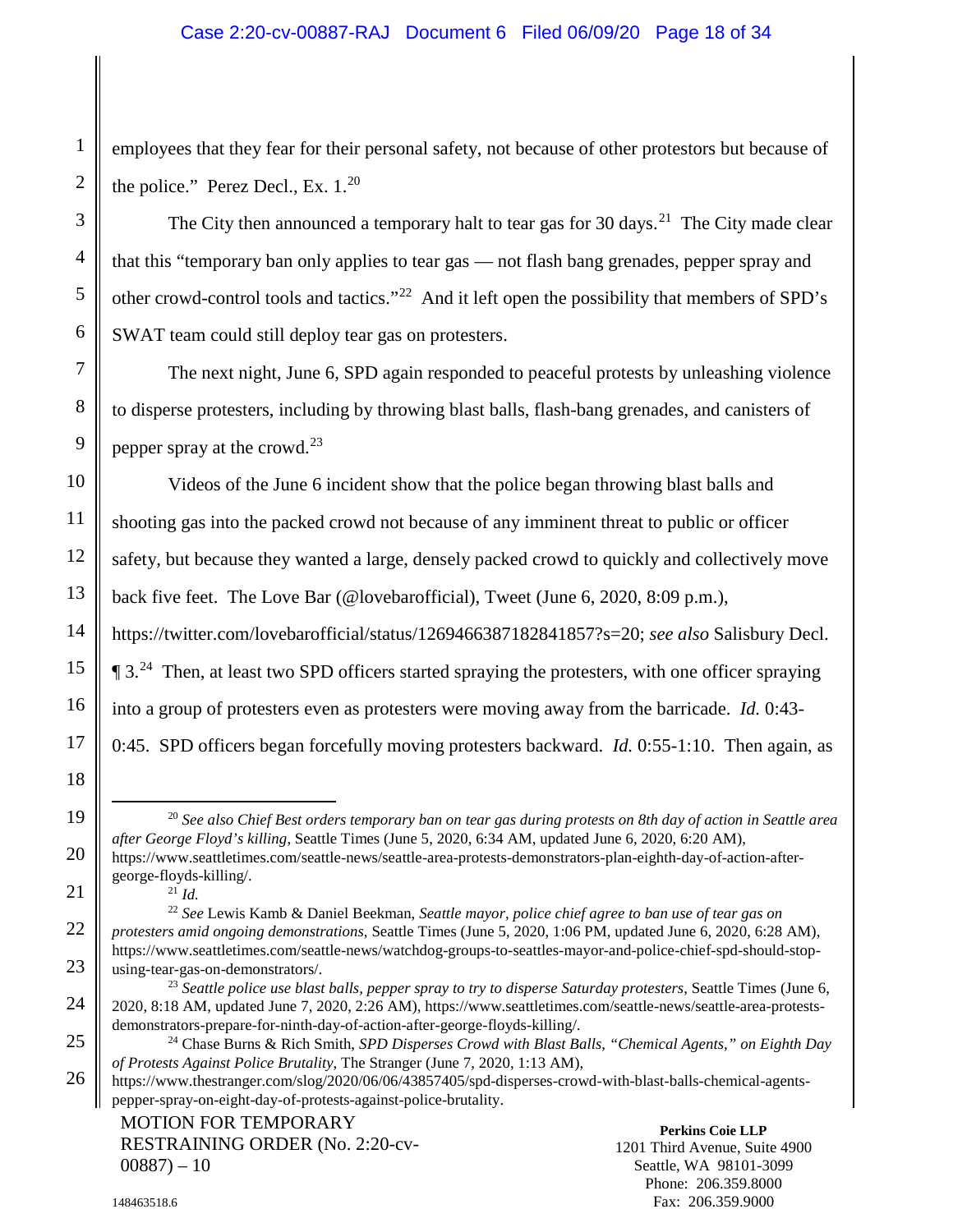employees that they fear for their personal safety, not because of other protestors but because of the police." Perez Decl., Ex. 1.[20]

The City then announced a temporary halt to tear gas for 30 days.[21] The City made clear that this "temporary ban only applies to tear gas — not flash bang grenades, pepper spray and other crowd-control tools and tactics."[22] And it left open the possibility that members of SPD's SWAT team could still deploy tear gas on protesters.

The next night, June 6, SPD again responded to peaceful protests by unleashing violence to disperse protesters, including by throwing blast balls, flash-bang grenades, and canisters of pepper spray at the crowd.[23]

Videos of the June 6 incident show that the police began throwing blast balls and shooting gas into the packed crowd not because of any imminent threat to public or officer safety, but because they wanted a large, densely packed crowd to quickly and collectively move back five feet. The Love Bar (@lovebarofficial), Tweet (June 6, 2020, 8:09 p.m.), https://twitter.com/lovebarofficial/status/1269466387182841857?s=20; *see also* Salisbury Decl. ¶ 3.[24] Then, at least two SPD officers started spraying the protesters, with one officer spraying into a group of protesters even as protesters were moving away from the barricade. *Id.* 0:43-0:45. SPD officers began forcefully moving protesters backward. *Id.* 0:55-1:10. Then again, as

---

[20] *See also Chief Best orders temporary ban on tear gas during protests on 8th day of action in Seattle area after George Floyd's killing*, Seattle Times (June 5, 2020, 6:34 AM, updated June 6, 2020, 6:20 AM), https://www.seattletimes.com/seattle-news/seattle-area-protests-demonstrators-plan-eighth-day-of-action-after-george-floyds-killing/.

[21] *Id.*

[22] *See* Lewis Kamb & Daniel Beekman, *Seattle mayor, police chief agree to ban use of tear gas on protesters amid ongoing demonstrations*, Seattle Times (June 5, 2020, 1:06 PM, updated June 6, 2020, 6:28 AM), https://www.seattletimes.com/seattle-news/watchdog-groups-to-seattles-mayor-and-police-chief-spd-should-stop-using-tear-gas-on-demonstrators/.

[23] *Seattle police use blast balls, pepper spray to try to disperse Saturday protesters*, Seattle Times (June 6, 2020, 8:18 AM, updated June 7, 2020, 2:26 AM), https://www.seattletimes.com/seattle-news/seattle-area-protests-demonstrators-prepare-for-ninth-day-of-action-after-george-floyds-killing/.

[24] Chase Burns & Rich Smith, *SPD Disperses Crowd with Blast Balls, "Chemical Agents," on Eighth Day of Protests Against Police Brutality*, The Stranger (June 7, 2020, 1:13 AM), https://www.thestranger.com/slog/2020/06/06/43857405/spd-disperses-crowd-with-blast-balls-chemical-agents-pepper-spray-on-eight-day-of-protests-against-police-brutality.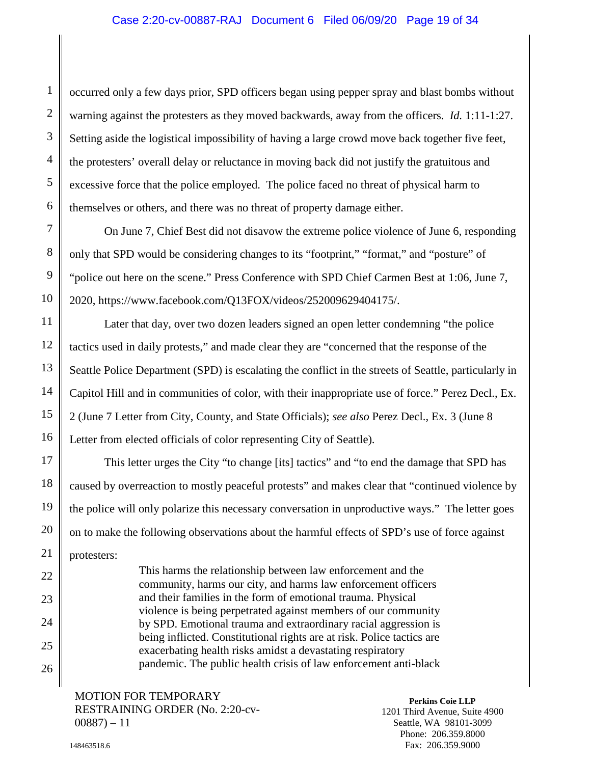occurred only a few days prior, SPD officers began using pepper spray and blast bombs without warning against the protesters as they moved backwards, away from the officers. *Id.* 1:11-1:27. Setting aside the logistical impossibility of having a large crowd move back together five feet, the protesters' overall delay or reluctance in moving back did not justify the gratuitous and excessive force that the police employed. The police faced no threat of physical harm to themselves or others, and there was no threat of property damage either.

On June 7, Chief Best did not disavow the extreme police violence of June 6, responding only that SPD would be considering changes to its "footprint," "format," and "posture" of "police out here on the scene." Press Conference with SPD Chief Carmen Best at 1:06, June 7, 2020, https://www.facebook.com/Q13FOX/videos/252009629404175/.

Later that day, over two dozen leaders signed an open letter condemning "the police tactics used in daily protests," and made clear they are "concerned that the response of the Seattle Police Department (SPD) is escalating the conflict in the streets of Seattle, particularly in Capitol Hill and in communities of color, with their inappropriate use of force." Perez Decl., Ex. 2 (June 7 Letter from City, County, and State Officials); *see also* Perez Decl., Ex. 3 (June 8 Letter from elected officials of color representing City of Seattle).

This letter urges the City "to change [its] tactics" and "to end the damage that SPD has caused by overreaction to mostly peaceful protests" and makes clear that "continued violence by the police will only polarize this necessary conversation in unproductive ways." The letter goes on to make the following observations about the harmful effects of SPD's use of force against protesters:

> This harms the relationship between law enforcement and the community, harms our city, and harms law enforcement officers and their families in the form of emotional trauma. Physical violence is being perpetrated against members of our community by SPD. Emotional trauma and extraordinary racial aggression is being inflicted. Constitutional rights are at risk. Police tactics are exacerbating health risks amidst a devastating respiratory pandemic. The public health crisis of law enforcement anti-black

MOTION FOR TEMPORARY RESTRAINING ORDER (No. 2:20-cv-00887) – 11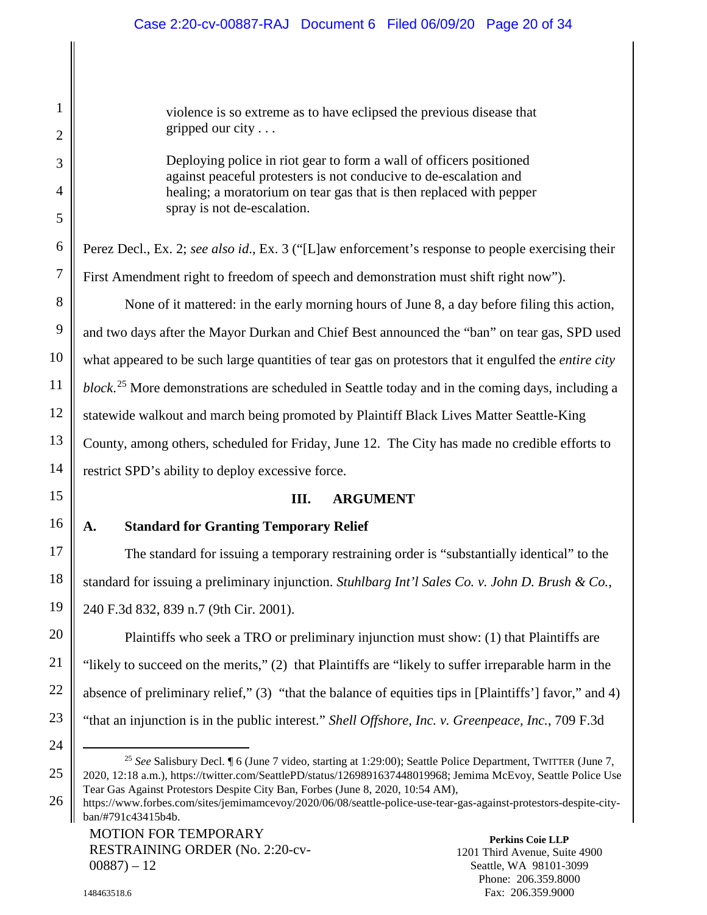> violence is so extreme as to have eclipsed the previous disease that gripped our city . . .
>
> Deploying police in riot gear to form a wall of officers positioned against peaceful protesters is not conducive to de-escalation and healing; a moratorium on tear gas that is then replaced with pepper spray is not de-escalation.

Perez Decl., Ex. 2; *see also id*., Ex. 3 ("[L]aw enforcement's response to people exercising their First Amendment right to freedom of speech and demonstration must shift right now").

None of it mattered: in the early morning hours of June 8, a day before filing this action, and two days after the Mayor Durkan and Chief Best announced the "ban" on tear gas, SPD used what appeared to be such large quantities of tear gas on protestors that it engulfed the *entire city block*.[25] More demonstrations are scheduled in Seattle today and in the coming days, including a statewide walkout and march being promoted by Plaintiff Black Lives Matter Seattle-King County, among others, scheduled for Friday, June 12. The City has made no credible efforts to restrict SPD's ability to deploy excessive force.

## III. ARGUMENT

### A. Standard for Granting Temporary Relief

The standard for issuing a temporary restraining order is "substantially identical" to the standard for issuing a preliminary injunction. *Stuhlbarg Int'l Sales Co. v. John D. Brush & Co.*, 240 F.3d 832, 839 n.7 (9th Cir. 2001).

Plaintiffs who seek a TRO or preliminary injunction must show: (1) that Plaintiffs are "likely to succeed on the merits," (2) that Plaintiffs are "likely to suffer irreparable harm in the absence of preliminary relief," (3) "that the balance of equities tips in [Plaintiffs'] favor," and 4) "that an injunction is in the public interest." *Shell Offshore, Inc. v. Greenpeace, Inc.*, 709 F.3d

---

[25] *See* Salisbury Decl. ¶ 6 (June 7 video, starting at 1:29:00); Seattle Police Department, TWITTER (June 7, 2020, 12:18 a.m.), https://twitter.com/SeattlePD/status/1269891637448019968; Jemima McEvoy, Seattle Police Use Tear Gas Against Protestors Despite City Ban, Forbes (June 8, 2020, 10:54 AM), https://www.forbes.com/sites/jemimamcevoy/2020/06/08/seattle-police-use-tear-gas-against-protestors-despite-city-ban/#791c43415b4b.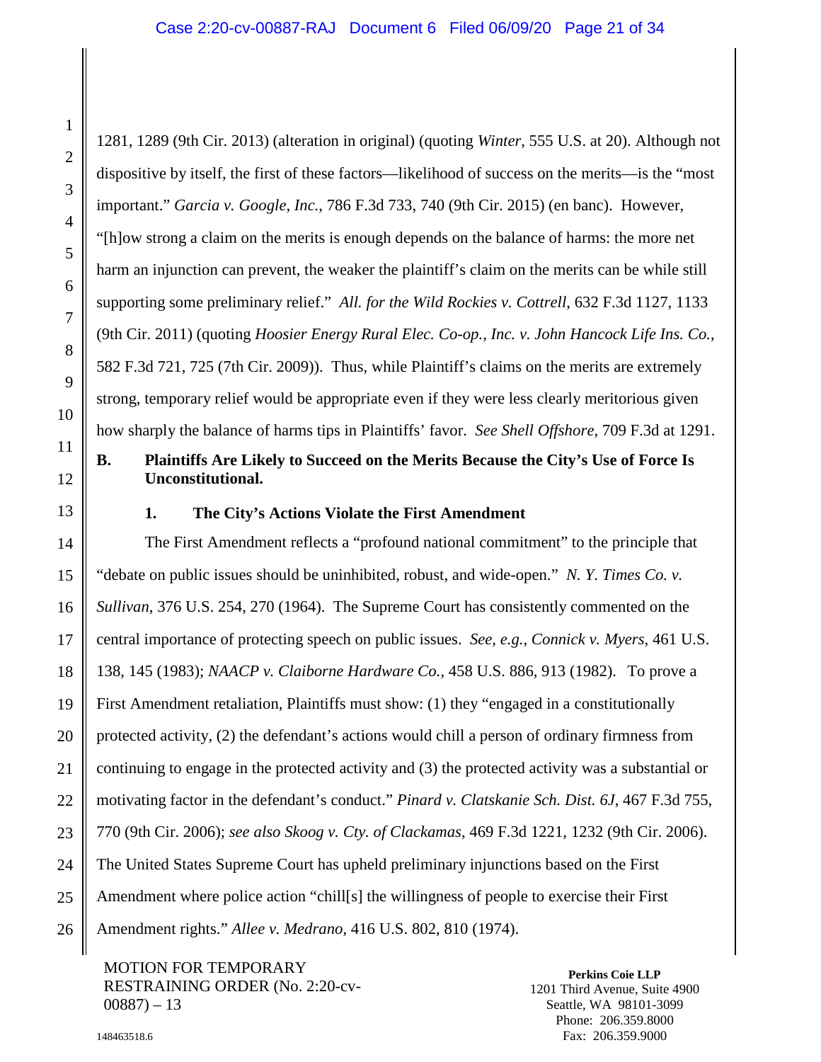1281, 1289 (9th Cir. 2013) (alteration in original) (quoting *Winter*, 555 U.S. at 20). Although not dispositive by itself, the first of these factors—likelihood of success on the merits—is the "most important." *Garcia v. Google, Inc.*, 786 F.3d 733, 740 (9th Cir. 2015) (en banc). However, "[h]ow strong a claim on the merits is enough depends on the balance of harms: the more net harm an injunction can prevent, the weaker the plaintiff's claim on the merits can be while still supporting some preliminary relief." *All. for the Wild Rockies v. Cottrell*, 632 F.3d 1127, 1133 (9th Cir. 2011) (quoting *Hoosier Energy Rural Elec. Co-op., Inc. v. John Hancock Life Ins. Co.*, 582 F.3d 721, 725 (7th Cir. 2009)). Thus, while Plaintiff's claims on the merits are extremely strong, temporary relief would be appropriate even if they were less clearly meritorious given how sharply the balance of harms tips in Plaintiffs' favor. *See Shell Offshore*, 709 F.3d at 1291.

### B. Plaintiffs Are Likely to Succeed on the Merits Because the City's Use of Force Is Unconstitutional.

#### 1. The City's Actions Violate the First Amendment

The First Amendment reflects a "profound national commitment" to the principle that "debate on public issues should be uninhibited, robust, and wide-open." *N. Y. Times Co. v. Sullivan*, 376 U.S. 254, 270 (1964). The Supreme Court has consistently commented on the central importance of protecting speech on public issues. *See, e.g.*, *Connick v. Myers*, 461 U.S. 138, 145 (1983); *NAACP v. Claiborne Hardware Co.*, 458 U.S. 886, 913 (1982). To prove a First Amendment retaliation, Plaintiffs must show: (1) they "engaged in a constitutionally protected activity, (2) the defendant's actions would chill a person of ordinary firmness from continuing to engage in the protected activity and (3) the protected activity was a substantial or motivating factor in the defendant's conduct." *Pinard v. Clatskanie Sch. Dist. 6J*, 467 F.3d 755, 770 (9th Cir. 2006); *see also Skoog v. Cty. of Clackamas*, 469 F.3d 1221, 1232 (9th Cir. 2006). The United States Supreme Court has upheld preliminary injunctions based on the First Amendment where police action "chill[s] the willingness of people to exercise their First Amendment rights." *Allee v. Medrano*, 416 U.S. 802, 810 (1974).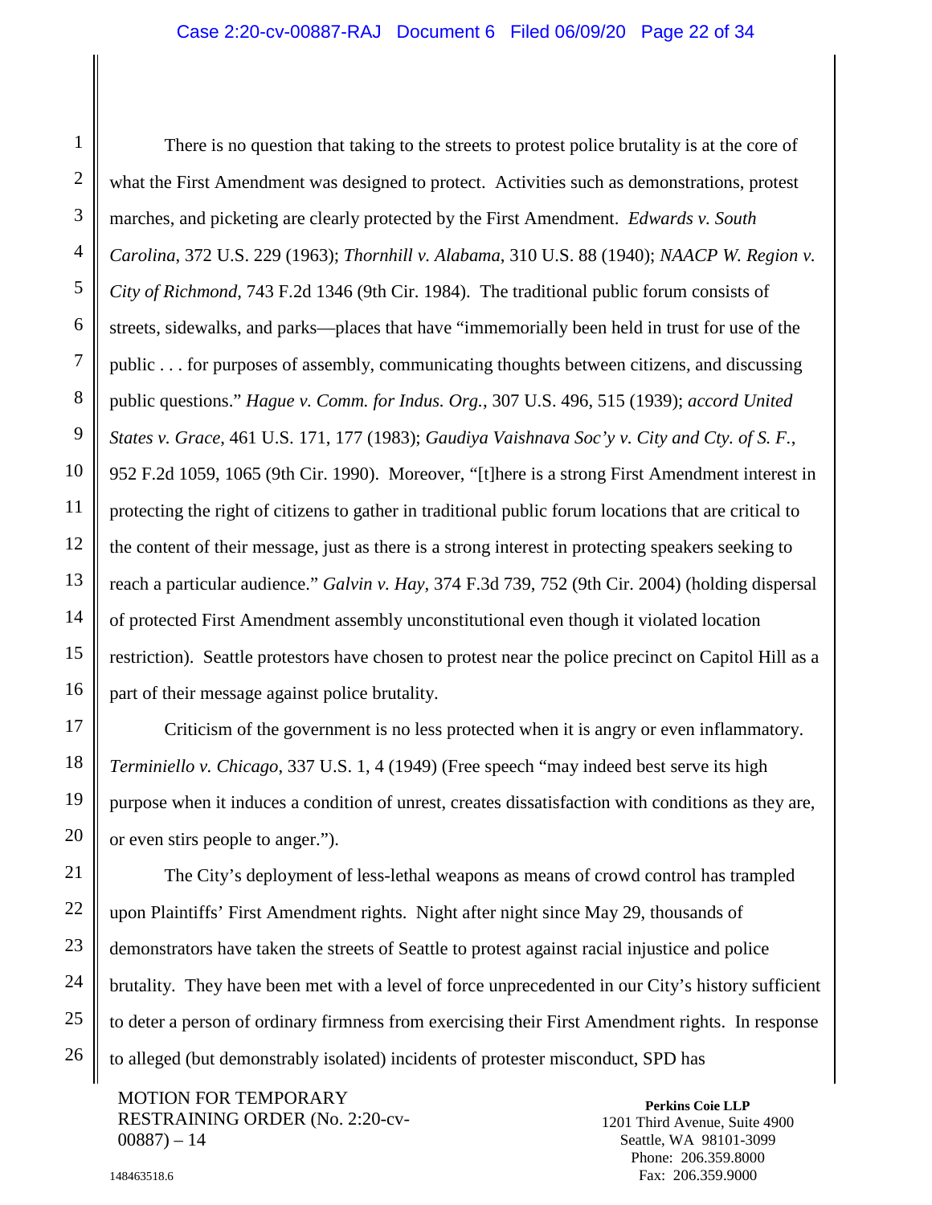There is no question that taking to the streets to protest police brutality is at the core of what the First Amendment was designed to protect. Activities such as demonstrations, protest marches, and picketing are clearly protected by the First Amendment. *Edwards v. South Carolina*, 372 U.S. 229 (1963); *Thornhill v. Alabama*, 310 U.S. 88 (1940); *NAACP W. Region v. City of Richmond*, 743 F.2d 1346 (9th Cir. 1984). The traditional public forum consists of streets, sidewalks, and parks—places that have "immemorially been held in trust for use of the public . . . for purposes of assembly, communicating thoughts between citizens, and discussing public questions." *Hague v. Comm. for Indus. Org.*, 307 U.S. 496, 515 (1939); *accord United States v. Grace*, 461 U.S. 171, 177 (1983); *Gaudiya Vaishnava Soc'y v. City and Cty. of S. F.*, 952 F.2d 1059, 1065 (9th Cir. 1990). Moreover, "[t]here is a strong First Amendment interest in protecting the right of citizens to gather in traditional public forum locations that are critical to the content of their message, just as there is a strong interest in protecting speakers seeking to reach a particular audience." *Galvin v. Hay*, 374 F.3d 739, 752 (9th Cir. 2004) (holding dispersal of protected First Amendment assembly unconstitutional even though it violated location restriction). Seattle protestors have chosen to protest near the police precinct on Capitol Hill as a part of their message against police brutality.

Criticism of the government is no less protected when it is angry or even inflammatory. *Terminiello v. Chicago*, 337 U.S. 1, 4 (1949) (Free speech "may indeed best serve its high purpose when it induces a condition of unrest, creates dissatisfaction with conditions as they are, or even stirs people to anger.").

The City's deployment of less-lethal weapons as means of crowd control has trampled upon Plaintiffs' First Amendment rights. Night after night since May 29, thousands of demonstrators have taken the streets of Seattle to protest against racial injustice and police brutality. They have been met with a level of force unprecedented in our City's history sufficient to deter a person of ordinary firmness from exercising their First Amendment rights. In response to alleged (but demonstrably isolated) incidents of protester misconduct, SPD has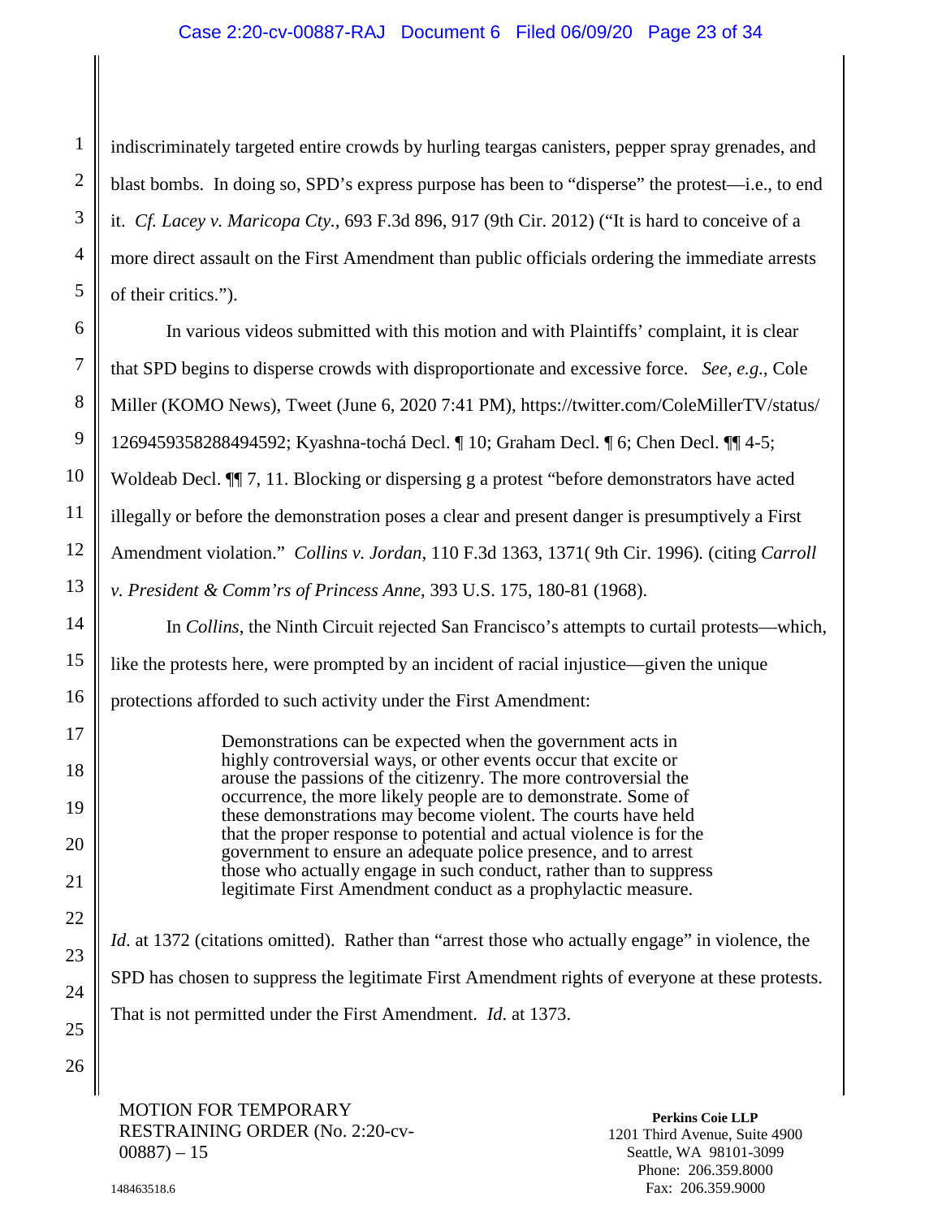indiscriminately targeted entire crowds by hurling teargas canisters, pepper spray grenades, and blast bombs. In doing so, SPD's express purpose has been to "disperse" the protest—i.e., to end it. *Cf. Lacey v. Maricopa Cty.*, 693 F.3d 896, 917 (9th Cir. 2012) ("It is hard to conceive of a more direct assault on the First Amendment than public officials ordering the immediate arrests of their critics.").

In various videos submitted with this motion and with Plaintiffs' complaint, it is clear that SPD begins to disperse crowds with disproportionate and excessive force. *See, e.g.*, Cole Miller (KOMO News), Tweet (June 6, 2020 7:41 PM), https://twitter.com/ColeMillerTV/status/1269459358288494592; Kyashna-tochá Decl. ¶ 10; Graham Decl. ¶ 6; Chen Decl. ¶¶ 4-5; Woldeab Decl. ¶¶ 7, 11. Blocking or dispersing g a protest "before demonstrators have acted illegally or before the demonstration poses a clear and present danger is presumptively a First Amendment violation." *Collins v. Jordan*, 110 F.3d 1363, 1371( 9th Cir. 1996)*.* (citing *Carroll v. President & Comm'rs of Princess Anne*, 393 U.S. 175, 180-81 (1968).

In *Collins*, the Ninth Circuit rejected San Francisco's attempts to curtail protests—which, like the protests here, were prompted by an incident of racial injustice—given the unique protections afforded to such activity under the First Amendment:

> Demonstrations can be expected when the government acts in highly controversial ways, or other events occur that excite or arouse the passions of the citizenry. The more controversial the occurrence, the more likely people are to demonstrate. Some of these demonstrations may become violent. The courts have held that the proper response to potential and actual violence is for the government to ensure an adequate police presence, and to arrest those who actually engage in such conduct, rather than to suppress legitimate First Amendment conduct as a prophylactic measure.

*Id.* at 1372 (citations omitted). Rather than "arrest those who actually engage" in violence, the SPD has chosen to suppress the legitimate First Amendment rights of everyone at these protests. That is not permitted under the First Amendment. *Id.* at 1373.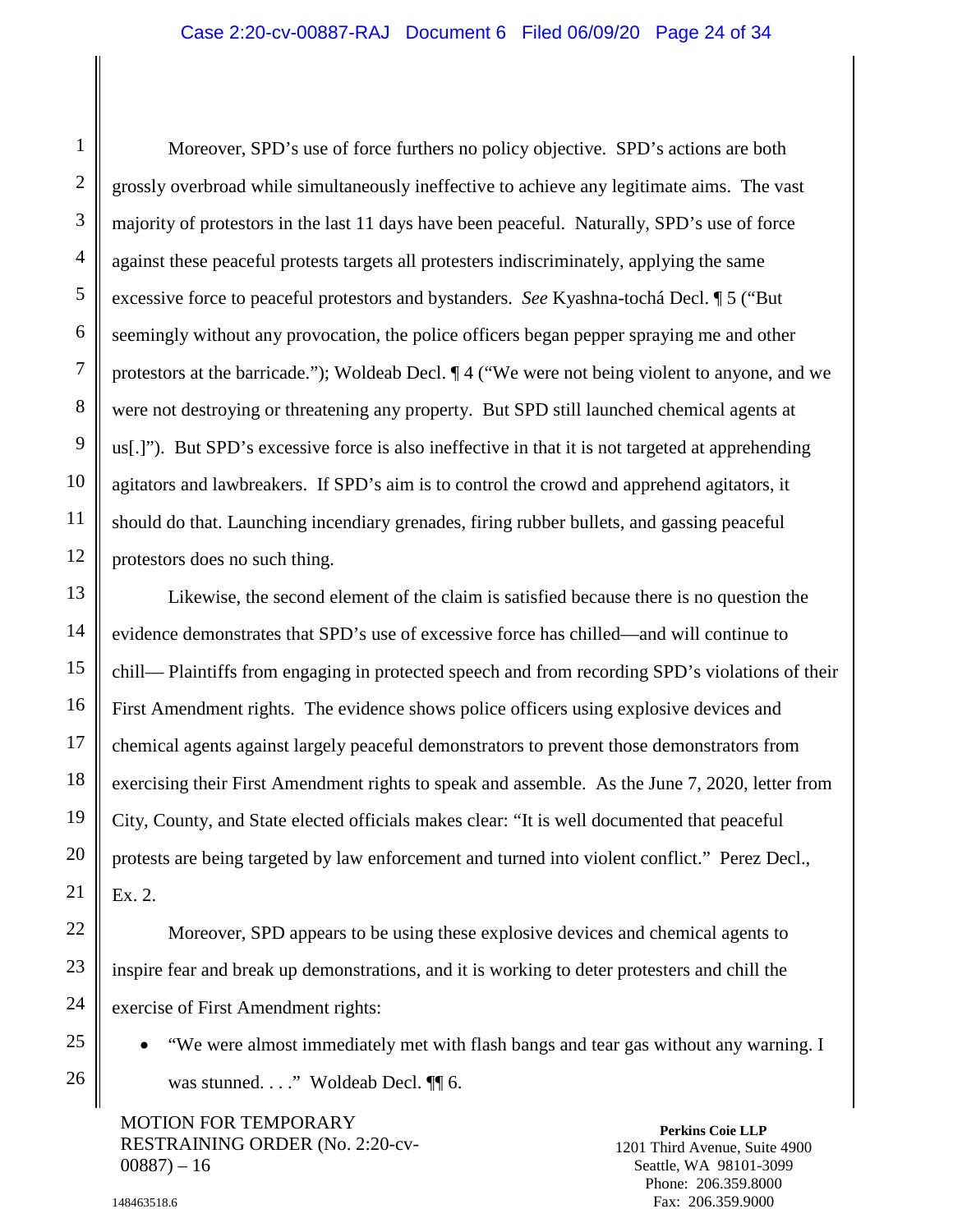Moreover, SPD's use of force furthers no policy objective. SPD's actions are both grossly overbroad while simultaneously ineffective to achieve any legitimate aims. The vast majority of protestors in the last 11 days have been peaceful. Naturally, SPD's use of force against these peaceful protests targets all protesters indiscriminately, applying the same excessive force to peaceful protestors and bystanders. *See* Kyashna-tochá Decl. ¶ 5 ("But seemingly without any provocation, the police officers began pepper spraying me and other protestors at the barricade."); Woldeab Decl. ¶ 4 ("We were not being violent to anyone, and we were not destroying or threatening any property. But SPD still launched chemical agents at us[.]"). But SPD's excessive force is also ineffective in that it is not targeted at apprehending agitators and lawbreakers. If SPD's aim is to control the crowd and apprehend agitators, it should do that. Launching incendiary grenades, firing rubber bullets, and gassing peaceful protestors does no such thing.

Likewise, the second element of the claim is satisfied because there is no question the evidence demonstrates that SPD's use of excessive force has chilled—and will continue to chill— Plaintiffs from engaging in protected speech and from recording SPD's violations of their First Amendment rights. The evidence shows police officers using explosive devices and chemical agents against largely peaceful demonstrators to prevent those demonstrators from exercising their First Amendment rights to speak and assemble. As the June 7, 2020, letter from City, County, and State elected officials makes clear: "It is well documented that peaceful protests are being targeted by law enforcement and turned into violent conflict." Perez Decl., Ex. 2.

Moreover, SPD appears to be using these explosive devices and chemical agents to inspire fear and break up demonstrations, and it is working to deter protesters and chill the exercise of First Amendment rights:

- "We were almost immediately met with flash bangs and tear gas without any warning. I was stunned. . . ." Woldeab Decl. ¶¶ 6.

MOTION FOR TEMPORARY RESTRAINING ORDER (No. 2:20-cv-00887) – 16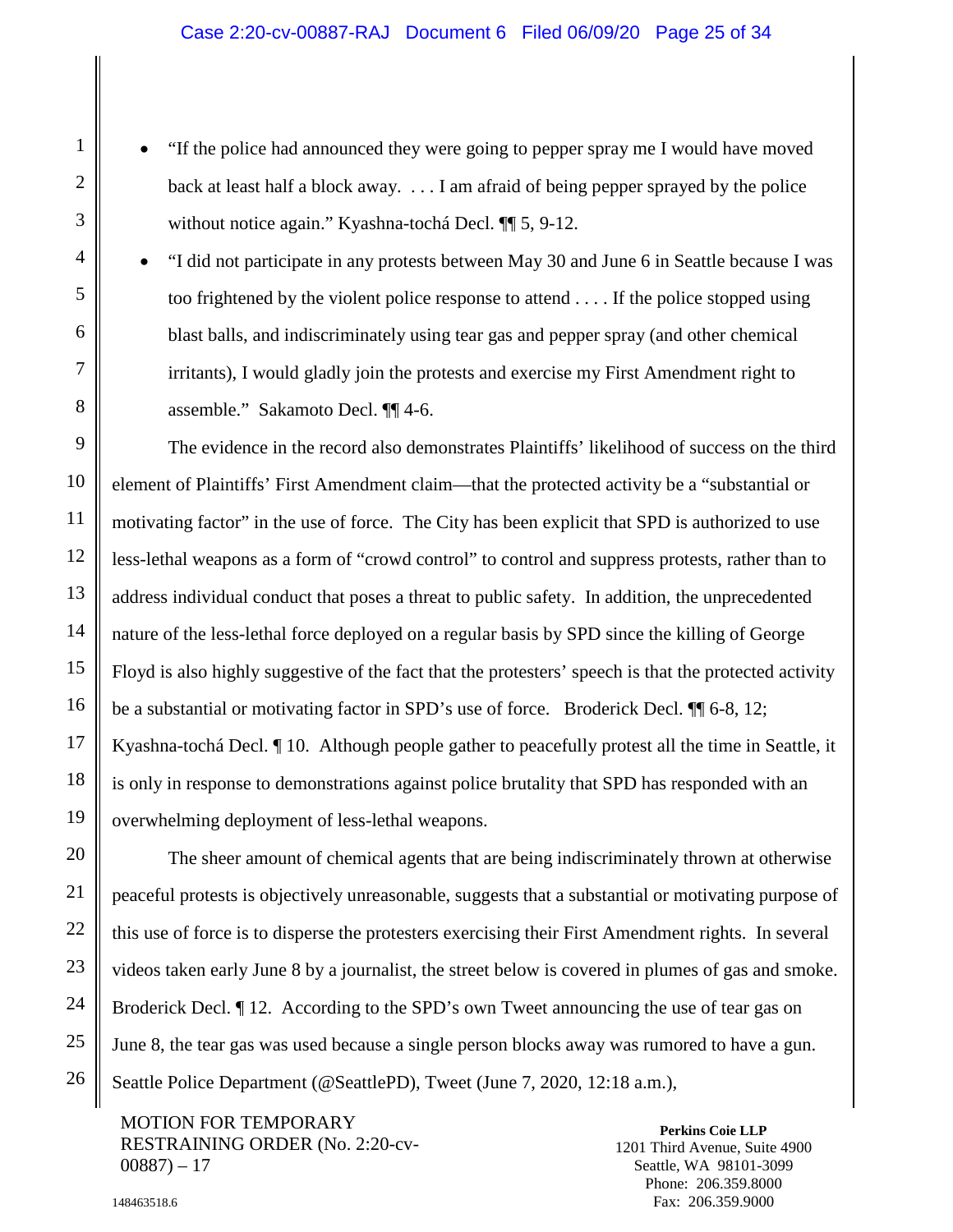- "If the police had announced they were going to pepper spray me I would have moved back at least half a block away. . . . I am afraid of being pepper sprayed by the police without notice again." Kyashna-tochá Decl. ¶¶ 5, 9-12.
- "I did not participate in any protests between May 30 and June 6 in Seattle because I was too frightened by the violent police response to attend . . . . If the police stopped using blast balls, and indiscriminately using tear gas and pepper spray (and other chemical irritants), I would gladly join the protests and exercise my First Amendment right to assemble." Sakamoto Decl. ¶¶ 4-6.

The evidence in the record also demonstrates Plaintiffs' likelihood of success on the third element of Plaintiffs' First Amendment claim—that the protected activity be a "substantial or motivating factor" in the use of force. The City has been explicit that SPD is authorized to use less-lethal weapons as a form of "crowd control" to control and suppress protests, rather than to address individual conduct that poses a threat to public safety. In addition, the unprecedented nature of the less-lethal force deployed on a regular basis by SPD since the killing of George Floyd is also highly suggestive of the fact that the protesters' speech is that the protected activity be a substantial or motivating factor in SPD's use of force. Broderick Decl. ¶¶ 6-8, 12; Kyashna-tochá Decl. ¶ 10. Although people gather to peacefully protest all the time in Seattle, it is only in response to demonstrations against police brutality that SPD has responded with an overwhelming deployment of less-lethal weapons.

The sheer amount of chemical agents that are being indiscriminately thrown at otherwise peaceful protests is objectively unreasonable, suggests that a substantial or motivating purpose of this use of force is to disperse the protesters exercising their First Amendment rights. In several videos taken early June 8 by a journalist, the street below is covered in plumes of gas and smoke. Broderick Decl. ¶ 12. According to the SPD's own Tweet announcing the use of tear gas on June 8, the tear gas was used because a single person blocks away was rumored to have a gun. Seattle Police Department (@SeattlePD), Tweet (June 7, 2020, 12:18 a.m.),

MOTION FOR TEMPORARY RESTRAINING ORDER (No. 2:20-cv-00887) – 17

**Perkins Coie LLP**
1201 Third Avenue, Suite 4900
Seattle, WA 98101-3099
Phone: 206.359.8000
Fax: 206.359.9000

148463518.6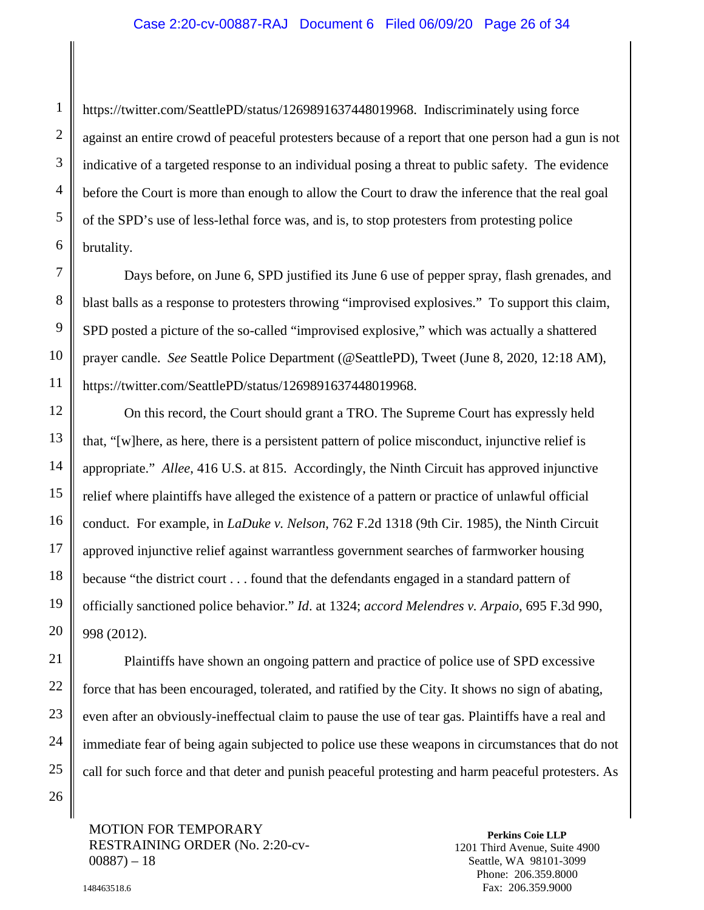https://twitter.com/SeattlePD/status/1269891637448019968. Indiscriminately using force against an entire crowd of peaceful protesters because of a report that one person had a gun is not indicative of a targeted response to an individual posing a threat to public safety. The evidence before the Court is more than enough to allow the Court to draw the inference that the real goal of the SPD's use of less-lethal force was, and is, to stop protesters from protesting police brutality.

Days before, on June 6, SPD justified its June 6 use of pepper spray, flash grenades, and blast balls as a response to protesters throwing "improvised explosives." To support this claim, SPD posted a picture of the so-called "improvised explosive," which was actually a shattered prayer candle. *See* Seattle Police Department (@SeattlePD), Tweet (June 8, 2020, 12:18 AM), https://twitter.com/SeattlePD/status/1269891637448019968.

On this record, the Court should grant a TRO. The Supreme Court has expressly held that, "[w]here, as here, there is a persistent pattern of police misconduct, injunctive relief is appropriate." *Allee*, 416 U.S. at 815. Accordingly, the Ninth Circuit has approved injunctive relief where plaintiffs have alleged the existence of a pattern or practice of unlawful official conduct. For example, in *LaDuke v. Nelson*, 762 F.2d 1318 (9th Cir. 1985), the Ninth Circuit approved injunctive relief against warrantless government searches of farmworker housing because "the district court . . . found that the defendants engaged in a standard pattern of officially sanctioned police behavior." *Id*. at 1324; *accord Melendres v. Arpaio*, 695 F.3d 990, 998 (2012).

Plaintiffs have shown an ongoing pattern and practice of police use of SPD excessive force that has been encouraged, tolerated, and ratified by the City. It shows no sign of abating, even after an obviously-ineffectual claim to pause the use of tear gas. Plaintiffs have a real and immediate fear of being again subjected to police use these weapons in circumstances that do not call for such force and that deter and punish peaceful protesting and harm peaceful protesters. As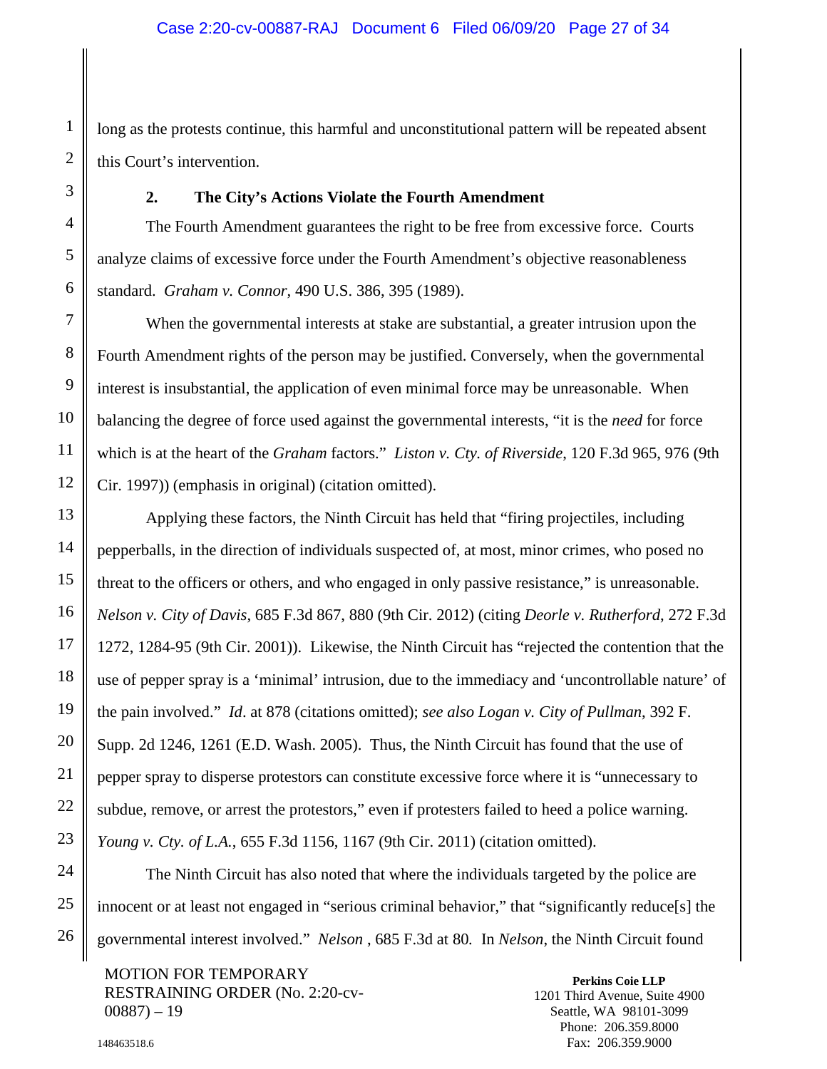long as the protests continue, this harmful and unconstitutional pattern will be repeated absent this Court's intervention.

**2. The City's Actions Violate the Fourth Amendment**

The Fourth Amendment guarantees the right to be free from excessive force. Courts analyze claims of excessive force under the Fourth Amendment's objective reasonableness standard. *Graham v. Connor*, 490 U.S. 386, 395 (1989).

When the governmental interests at stake are substantial, a greater intrusion upon the Fourth Amendment rights of the person may be justified. Conversely, when the governmental interest is insubstantial, the application of even minimal force may be unreasonable. When balancing the degree of force used against the governmental interests, "it is the *need* for force which is at the heart of the *Graham* factors." *Liston v. Cty. of Riverside*, 120 F.3d 965, 976 (9th Cir. 1997)) (emphasis in original) (citation omitted).

Applying these factors, the Ninth Circuit has held that "firing projectiles, including pepperballs, in the direction of individuals suspected of, at most, minor crimes, who posed no threat to the officers or others, and who engaged in only passive resistance," is unreasonable. *Nelson v. City of Davis*, 685 F.3d 867, 880 (9th Cir. 2012) (citing *Deorle v. Rutherford*, 272 F.3d 1272, 1284-95 (9th Cir. 2001)). Likewise, the Ninth Circuit has "rejected the contention that the use of pepper spray is a 'minimal' intrusion, due to the immediacy and 'uncontrollable nature' of the pain involved." *Id*. at 878 (citations omitted); *see also Logan v. City of Pullman*, 392 F. Supp. 2d 1246, 1261 (E.D. Wash. 2005). Thus, the Ninth Circuit has found that the use of pepper spray to disperse protestors can constitute excessive force where it is "unnecessary to subdue, remove, or arrest the protestors," even if protesters failed to heed a police warning. *Young v. Cty. of L.A.*, 655 F.3d 1156, 1167 (9th Cir. 2011) (citation omitted).

The Ninth Circuit has also noted that where the individuals targeted by the police are innocent or at least not engaged in "serious criminal behavior," that "significantly reduce[s] the governmental interest involved." *Nelson* , 685 F.3d at 80. In *Nelson*, the Ninth Circuit found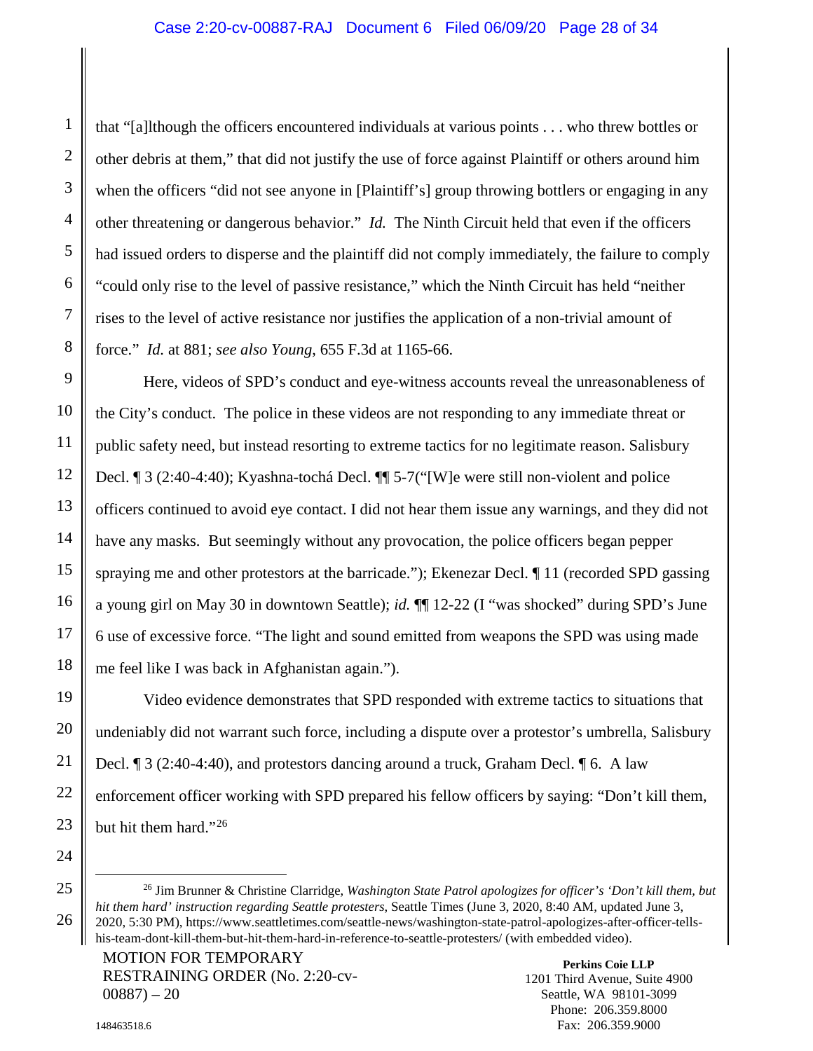that "[a]lthough the officers encountered individuals at various points . . . who threw bottles or other debris at them," that did not justify the use of force against Plaintiff or others around him when the officers "did not see anyone in [Plaintiff's] group throwing bottlers or engaging in any other threatening or dangerous behavior." *Id.* The Ninth Circuit held that even if the officers had issued orders to disperse and the plaintiff did not comply immediately, the failure to comply "could only rise to the level of passive resistance," which the Ninth Circuit has held "neither rises to the level of active resistance nor justifies the application of a non-trivial amount of force." *Id.* at 881; *see also Young*, 655 F.3d at 1165-66.

Here, videos of SPD's conduct and eye-witness accounts reveal the unreasonableness of the City's conduct. The police in these videos are not responding to any immediate threat or public safety need, but instead resorting to extreme tactics for no legitimate reason. Salisbury Decl. ¶ 3 (2:40-4:40); Kyashna-tochá Decl. ¶¶ 5-7("[W]e were still non-violent and police officers continued to avoid eye contact. I did not hear them issue any warnings, and they did not have any masks. But seemingly without any provocation, the police officers began pepper spraying me and other protestors at the barricade."); Ekenezar Decl. ¶ 11 (recorded SPD gassing a young girl on May 30 in downtown Seattle); *id.* ¶¶ 12-22 (I "was shocked" during SPD's June 6 use of excessive force. "The light and sound emitted from weapons the SPD was using made me feel like I was back in Afghanistan again.").

Video evidence demonstrates that SPD responded with extreme tactics to situations that undeniably did not warrant such force, including a dispute over a protestor's umbrella, Salisbury Decl. ¶ 3 (2:40-4:40), and protestors dancing around a truck, Graham Decl. ¶ 6. A law enforcement officer working with SPD prepared his fellow officers by saying: "Don't kill them, but hit them hard."[26]

---

[26] Jim Brunner & Christine Clarridge, *Washington State Patrol apologizes for officer's 'Don't kill them, but hit them hard' instruction regarding Seattle protesters*, Seattle Times (June 3, 2020, 8:40 AM, updated June 3, 2020, 5:30 PM), https://www.seattletimes.com/seattle-news/washington-state-patrol-apologizes-after-officer-tells-his-team-dont-kill-them-but-hit-them-hard-in-reference-to-seattle-protesters/ (with embedded video).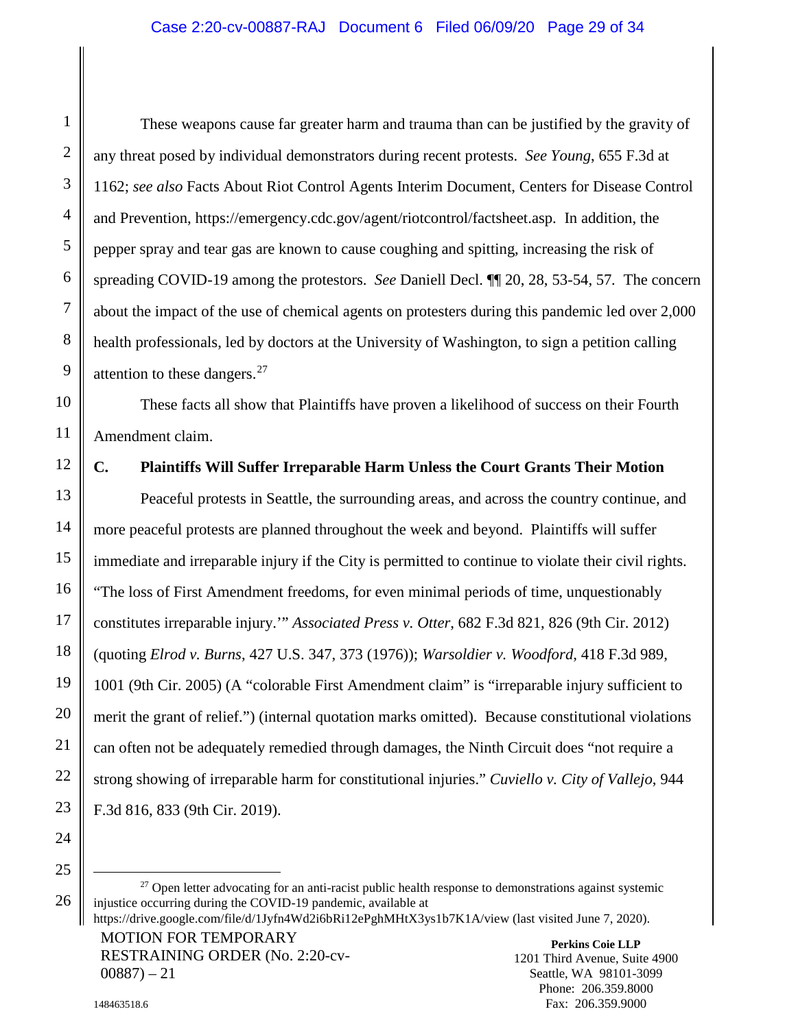These weapons cause far greater harm and trauma than can be justified by the gravity of any threat posed by individual demonstrators during recent protests. *See Young*, 655 F.3d at 1162; *see also* Facts About Riot Control Agents Interim Document, Centers for Disease Control and Prevention, https://emergency.cdc.gov/agent/riotcontrol/factsheet.asp. In addition, the pepper spray and tear gas are known to cause coughing and spitting, increasing the risk of spreading COVID-19 among the protestors. *See* Daniell Decl. ¶¶ 20, 28, 53-54, 57. The concern about the impact of the use of chemical agents on protesters during this pandemic led over 2,000 health professionals, led by doctors at the University of Washington, to sign a petition calling attention to these dangers.[27]

These facts all show that Plaintiffs have proven a likelihood of success on their Fourth Amendment claim.

### C. Plaintiffs Will Suffer Irreparable Harm Unless the Court Grants Their Motion

Peaceful protests in Seattle, the surrounding areas, and across the country continue, and more peaceful protests are planned throughout the week and beyond. Plaintiffs will suffer immediate and irreparable injury if the City is permitted to continue to violate their civil rights. "The loss of First Amendment freedoms, for even minimal periods of time, unquestionably constitutes irreparable injury.'" *Associated Press v. Otter*, 682 F.3d 821, 826 (9th Cir. 2012) (quoting *Elrod v. Burns*, 427 U.S. 347, 373 (1976)); *Warsoldier v. Woodford*, 418 F.3d 989, 1001 (9th Cir. 2005) (A "colorable First Amendment claim" is "irreparable injury sufficient to merit the grant of relief.") (internal quotation marks omitted). Because constitutional violations can often not be adequately remedied through damages, the Ninth Circuit does "not require a strong showing of irreparable harm for constitutional injuries." *Cuviello v. City of Vallejo*, 944 F.3d 816, 833 (9th Cir. 2019).

---

[27] Open letter advocating for an anti-racist public health response to demonstrations against systemic injustice occurring during the COVID-19 pandemic, available at https://drive.google.com/file/d/1Jyfn4Wd2i6bRi12ePghMHtX3ys1b7K1A/view (last visited June 7, 2020).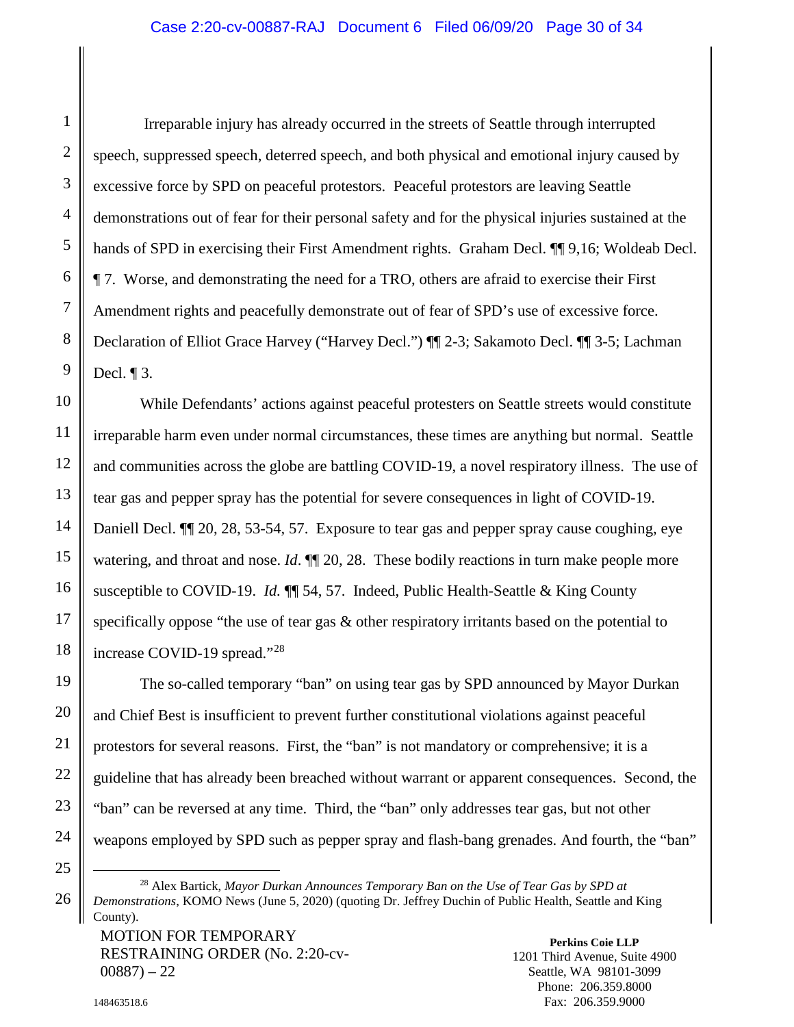Irreparable injury has already occurred in the streets of Seattle through interrupted speech, suppressed speech, deterred speech, and both physical and emotional injury caused by excessive force by SPD on peaceful protestors. Peaceful protestors are leaving Seattle demonstrations out of fear for their personal safety and for the physical injuries sustained at the hands of SPD in exercising their First Amendment rights. Graham Decl. ¶¶ 9,16; Woldeab Decl. ¶ 7. Worse, and demonstrating the need for a TRO, others are afraid to exercise their First Amendment rights and peacefully demonstrate out of fear of SPD's use of excessive force. Declaration of Elliot Grace Harvey ("Harvey Decl.") ¶¶ 2-3; Sakamoto Decl. ¶¶ 3-5; Lachman Decl. ¶ 3.

While Defendants' actions against peaceful protesters on Seattle streets would constitute irreparable harm even under normal circumstances, these times are anything but normal. Seattle and communities across the globe are battling COVID-19, a novel respiratory illness. The use of tear gas and pepper spray has the potential for severe consequences in light of COVID-19. Daniell Decl. ¶¶ 20, 28, 53-54, 57. Exposure to tear gas and pepper spray cause coughing, eye watering, and throat and nose. *Id*. ¶¶ 20, 28. These bodily reactions in turn make people more susceptible to COVID-19. *Id.* ¶¶ 54, 57. Indeed, Public Health-Seattle & King County specifically oppose "the use of tear gas & other respiratory irritants based on the potential to increase COVID-19 spread."[28]

The so-called temporary "ban" on using tear gas by SPD announced by Mayor Durkan and Chief Best is insufficient to prevent further constitutional violations against peaceful protestors for several reasons. First, the "ban" is not mandatory or comprehensive; it is a guideline that has already been breached without warrant or apparent consequences. Second, the "ban" can be reversed at any time. Third, the "ban" only addresses tear gas, but not other weapons employed by SPD such as pepper spray and flash-bang grenades. And fourth, the "ban"

---

[28] Alex Bartick, *Mayor Durkan Announces Temporary Ban on the Use of Tear Gas by SPD at Demonstrations*, KOMO News (June 5, 2020) (quoting Dr. Jeffrey Duchin of Public Health, Seattle and King County).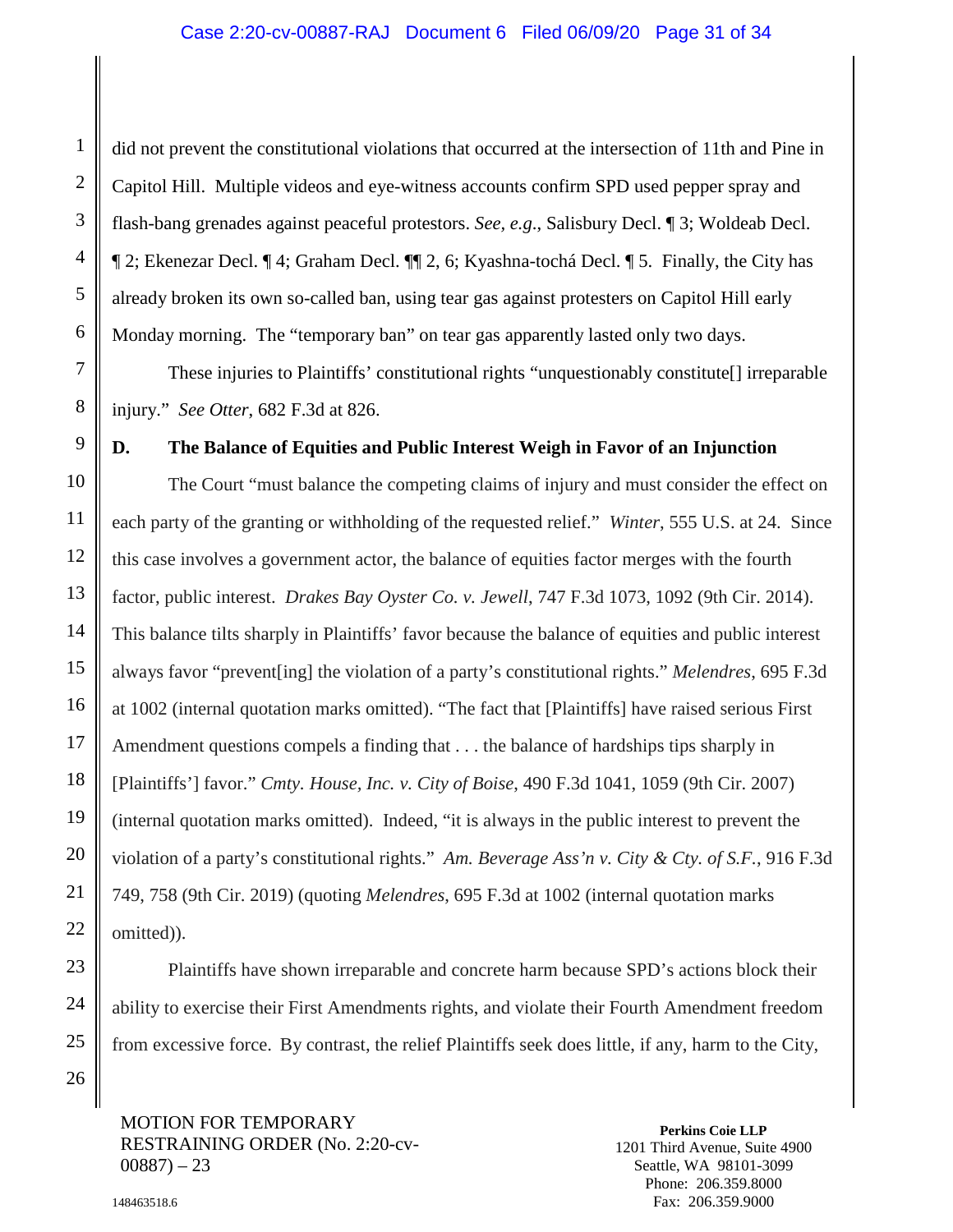did not prevent the constitutional violations that occurred at the intersection of 11th and Pine in Capitol Hill. Multiple videos and eye-witness accounts confirm SPD used pepper spray and flash-bang grenades against peaceful protestors. *See, e.g.*, Salisbury Decl. ¶ 3; Woldeab Decl. ¶ 2; Ekenezar Decl. ¶ 4; Graham Decl. ¶¶ 2, 6; Kyashna-tochá Decl. ¶ 5. Finally, the City has already broken its own so-called ban, using tear gas against protesters on Capitol Hill early Monday morning. The "temporary ban" on tear gas apparently lasted only two days.

These injuries to Plaintiffs' constitutional rights "unquestionably constitute[] irreparable injury." *See Otter*, 682 F.3d at 826.

### D. The Balance of Equities and Public Interest Weigh in Favor of an Injunction

The Court "must balance the competing claims of injury and must consider the effect on each party of the granting or withholding of the requested relief." *Winter*, 555 U.S. at 24. Since this case involves a government actor, the balance of equities factor merges with the fourth factor, public interest. *Drakes Bay Oyster Co. v. Jewell*, 747 F.3d 1073, 1092 (9th Cir. 2014). This balance tilts sharply in Plaintiffs' favor because the balance of equities and public interest always favor "prevent[ing] the violation of a party's constitutional rights." *Melendres*, 695 F.3d at 1002 (internal quotation marks omitted). "The fact that [Plaintiffs] have raised serious First Amendment questions compels a finding that . . . the balance of hardships tips sharply in [Plaintiffs'] favor." *Cmty. House, Inc. v. City of Boise*, 490 F.3d 1041, 1059 (9th Cir. 2007) (internal quotation marks omitted). Indeed, "it is always in the public interest to prevent the violation of a party's constitutional rights." *Am. Beverage Ass'n v. City & Cty. of S.F.*, 916 F.3d 749, 758 (9th Cir. 2019) (quoting *Melendres*, 695 F.3d at 1002 (internal quotation marks omitted)).

Plaintiffs have shown irreparable and concrete harm because SPD's actions block their ability to exercise their First Amendments rights, and violate their Fourth Amendment freedom from excessive force. By contrast, the relief Plaintiffs seek does little, if any, harm to the City,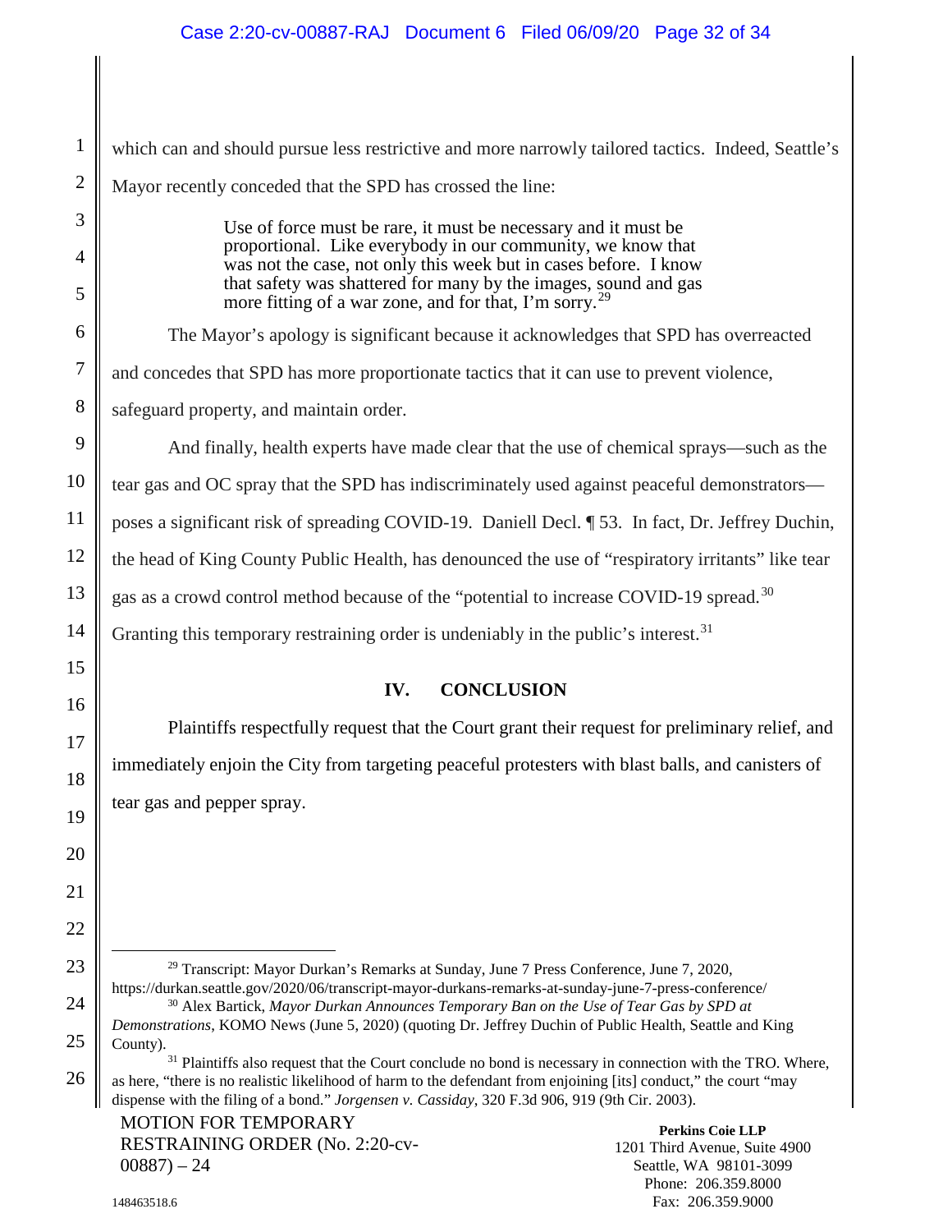which can and should pursue less restrictive and more narrowly tailored tactics. Indeed, Seattle's Mayor recently conceded that the SPD has crossed the line:

> Use of force must be rare, it must be necessary and it must be proportional. Like everybody in our community, we know that was not the case, not only this week but in cases before. I know that safety was shattered for many by the images, sound and gas more fitting of a war zone, and for that, I'm sorry.[29]

The Mayor's apology is significant because it acknowledges that SPD has overreacted and concedes that SPD has more proportionate tactics that it can use to prevent violence, safeguard property, and maintain order.

And finally, health experts have made clear that the use of chemical sprays—such as the tear gas and OC spray that the SPD has indiscriminately used against peaceful demonstrators—poses a significant risk of spreading COVID-19. Daniell Decl. ¶ 53. In fact, Dr. Jeffrey Duchin, the head of King County Public Health, has denounced the use of "respiratory irritants" like tear gas as a crowd control method because of the "potential to increase COVID-19 spread.[30] Granting this temporary restraining order is undeniably in the public's interest.[31]

## IV. CONCLUSION

Plaintiffs respectfully request that the Court grant their request for preliminary relief, and immediately enjoin the City from targeting peaceful protesters with blast balls, and canisters of tear gas and pepper spray.

---

[29] Transcript: Mayor Durkan's Remarks at Sunday, June 7 Press Conference, June 7, 2020, https://durkan.seattle.gov/2020/06/transcript-mayor-durkans-remarks-at-sunday-june-7-press-conference/

[30] Alex Bartick, *Mayor Durkan Announces Temporary Ban on the Use of Tear Gas by SPD at Demonstrations*, KOMO News (June 5, 2020) (quoting Dr. Jeffrey Duchin of Public Health, Seattle and King County).

[31] Plaintiffs also request that the Court conclude no bond is necessary in connection with the TRO. Where, as here, "there is no realistic likelihood of harm to the defendant from enjoining [its] conduct," the court "may dispense with the filing of a bond." *Jorgensen v. Cassiday*, 320 F.3d 906, 919 (9th Cir. 2003).

MOTION FOR TEMPORARY RESTRAINING ORDER (No. 2:20-cv-00887) – 24

**Perkins Coie LLP**
1201 Third Avenue, Suite 4900
Seattle, WA 98101-3099
Phone: 206.359.8000
Fax: 206.359.9000

148463518.6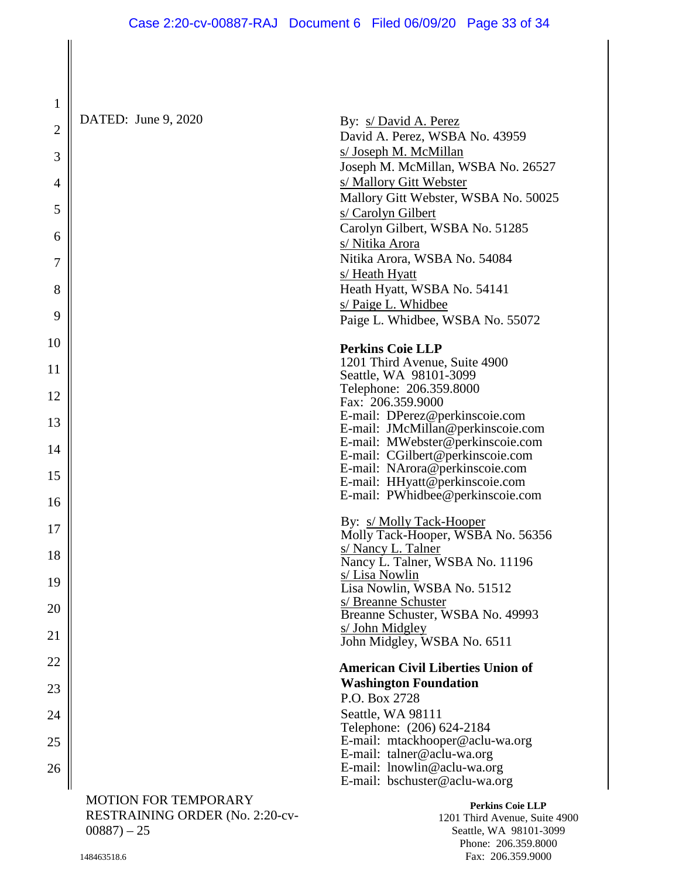DATED: June 9, 2020

By: s/ David A. Perez
David A. Perez, WSBA No. 43959
s/ Joseph M. McMillan
Joseph M. McMillan, WSBA No. 26527
s/ Mallory Gitt Webster
Mallory Gitt Webster, WSBA No. 50025
s/ Carolyn Gilbert
Carolyn Gilbert, WSBA No. 51285
s/ Nitika Arora
Nitika Arora, WSBA No. 54084
s/ Heath Hyatt
Heath Hyatt, WSBA No. 54141
s/ Paige L. Whidbee
Paige L. Whidbee, WSBA No. 55072

**Perkins Coie LLP**
1201 Third Avenue, Suite 4900
Seattle, WA 98101-3099
Telephone: 206.359.8000
Fax: 206.359.9000
E-mail: DPerez@perkinscoie.com
E-mail: JMcMillan@perkinscoie.com
E-mail: MWebster@perkinscoie.com
E-mail: CGilbert@perkinscoie.com
E-mail: NArora@perkinscoie.com
E-mail: HHyatt@perkinscoie.com
E-mail: PWhidbee@perkinscoie.com

By: s/ Molly Tack-Hooper
Molly Tack-Hooper, WSBA No. 56356
s/ Nancy L. Talner
Nancy L. Talner, WSBA No. 11196
s/ Lisa Nowlin
Lisa Nowlin, WSBA No. 51512
s/ Breanne Schuster
Breanne Schuster, WSBA No. 49993
s/ John Midgley
John Midgley, WSBA No. 6511

**American Civil Liberties Union of Washington Foundation**
P.O. Box 2728
Seattle, WA 98111
Telephone: (206) 624-2184
E-mail: mtackhooper@aclu-wa.org
E-mail: talner@aclu-wa.org
E-mail: lnowlin@aclu-wa.org
E-mail: bschuster@aclu-wa.org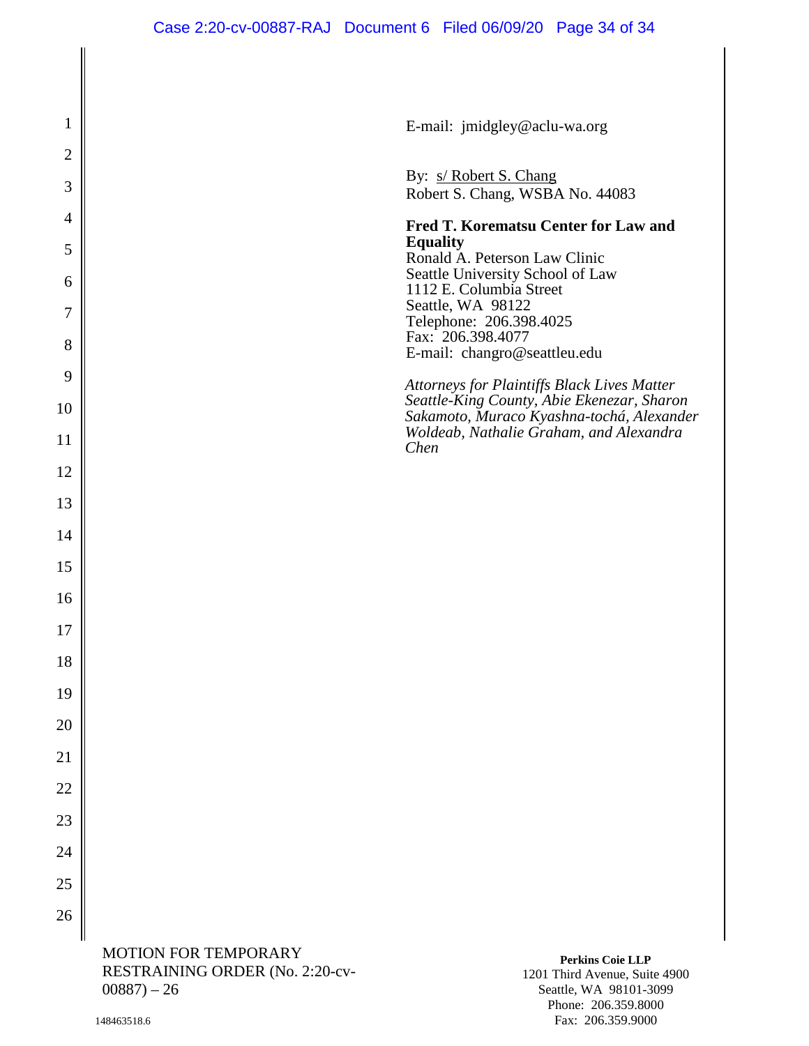E-mail: jmidgley@aclu-wa.org

By: s/ Robert S. Chang
Robert S. Chang, WSBA No. 44083

**Fred T. Korematsu Center for Law and Equality**
Ronald A. Peterson Law Clinic
Seattle University School of Law
1112 E. Columbia Street
Seattle, WA 98122
Telephone: 206.398.4025
Fax: 206.398.4077
E-mail: changro@seattleu.edu

*Attorneys for Plaintiffs Black Lives Matter Seattle-King County, Abie Ekenezar, Sharon Sakamoto, Muraco Kyashna-tochá, Alexander Woldeab, Nathalie Graham, and Alexandra Chen*